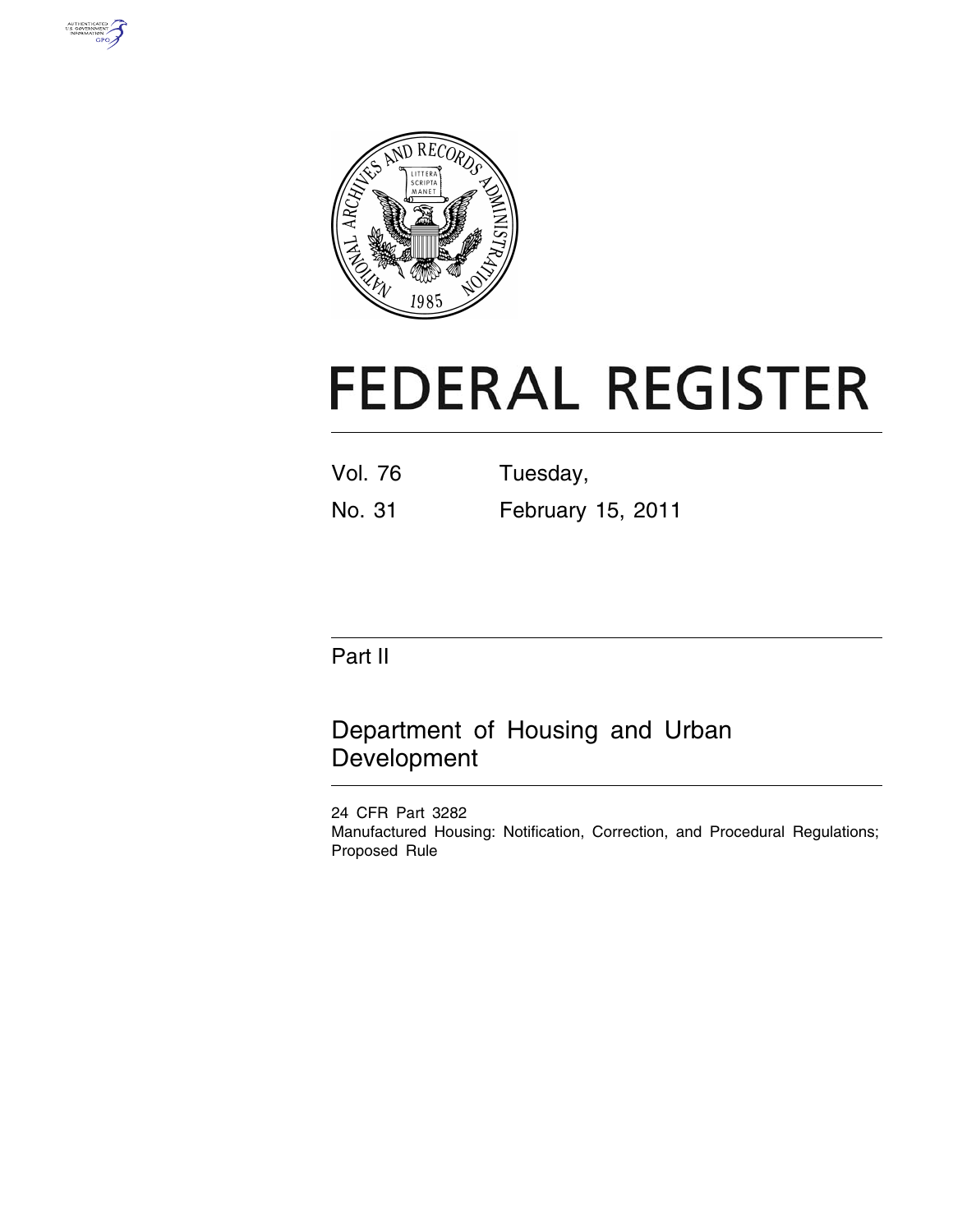# FEDERAL REGISTER

Vol. 76 Tuesday,

No. 31 February 15, 2011

## Part II

## Department of Housing and Urban Development

24 CFR Part 3282

Manufactured Housing: Notification, Correction, and Procedural Regulations; Proposed Rule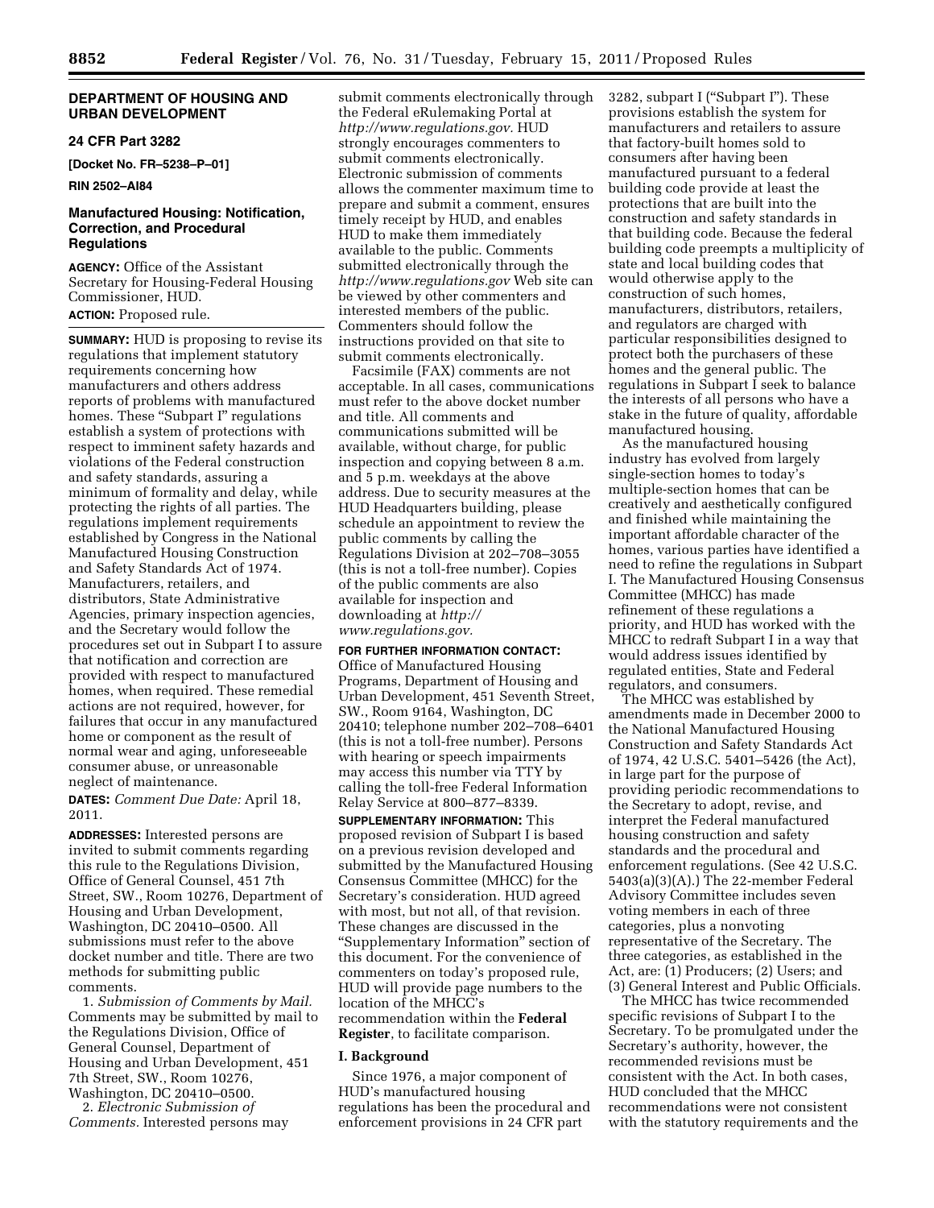**DEPARTMENT OF HOUSING AND URBAN DEVELOPMENT**

**24 CFR Part 3282**

**[Docket No. FR–5238–P–01]**

**RIN 2502–AI84**

## Manufactured Housing: Notification, Correction, and Procedural Regulations

**AGENCY:** Office of the Assistant Secretary for Housing-Federal Housing Commissioner, HUD.

**ACTION:** Proposed rule.

**SUMMARY:** HUD is proposing to revise its regulations that implement statutory requirements concerning how manufacturers and others address reports of problems with manufactured homes. These "Subpart I" regulations establish a system of protections with respect to imminent safety hazards and violations of the Federal construction and safety standards, assuring a minimum of formality and delay, while protecting the rights of all parties. The regulations implement requirements established by Congress in the National Manufactured Housing Construction and Safety Standards Act of 1974. Manufacturers, retailers, and distributors, State Administrative Agencies, primary inspection agencies, and the Secretary would follow the procedures set out in Subpart I to assure that notification and correction are provided with respect to manufactured homes, when required. These remedial actions are not required, however, for failures that occur in any manufactured home or component as the result of normal wear and aging, unforeseeable consumer abuse, or unreasonable neglect of maintenance.

**DATES:** *Comment Due Date:* April 18, 2011.

**ADDRESSES:** Interested persons are invited to submit comments regarding this rule to the Regulations Division, Office of General Counsel, 451 7th Street, SW., Room 10276, Department of Housing and Urban Development, Washington, DC 20410–0500. All submissions must refer to the above docket number and title. There are two methods for submitting public comments.

1. *Submission of Comments by Mail.* Comments may be submitted by mail to the Regulations Division, Office of General Counsel, Department of Housing and Urban Development, 451 7th Street, SW., Room 10276, Washington, DC 20410–0500.

2. *Electronic Submission of Comments.* Interested persons may submit comments electronically through the Federal eRulemaking Portal at *http://www.regulations.gov.* HUD strongly encourages commenters to submit comments electronically. Electronic submission of comments allows the commenter maximum time to prepare and submit a comment, ensures timely receipt by HUD, and enables HUD to make them immediately available to the public. Comments submitted electronically through the *http://www.regulations.gov* Web site can be viewed by other commenters and interested members of the public. Commenters should follow the instructions provided on that site to submit comments electronically.

Facsimile (FAX) comments are not acceptable. In all cases, communications must refer to the above docket number and title. All comments and communications submitted will be available, without charge, for public inspection and copying between 8 a.m. and 5 p.m. weekdays at the above address. Due to security measures at the HUD Headquarters building, please schedule an appointment to review the public comments by calling the Regulations Division at 202–708–3055 (this is not a toll-free number). Copies of the public comments are also available for inspection and downloading at *http://www.regulations.gov.*

**FOR FURTHER INFORMATION CONTACT:** Office of Manufactured Housing Programs, Department of Housing and Urban Development, 451 Seventh Street, SW., Room 9164, Washington, DC 20410; telephone number 202–708–6401 (this is not a toll-free number). Persons with hearing or speech impairments may access this number via TTY by calling the toll-free Federal Information Relay Service at 800–877–8339.

**SUPPLEMENTARY INFORMATION:** This proposed revision of Subpart I is based on a previous revision developed and submitted by the Manufactured Housing Consensus Committee (MHCC) for the Secretary's consideration. HUD agreed with most, but not all, of that revision. These changes are discussed in the "Supplementary Information" section of this document. For the convenience of commenters on today's proposed rule, HUD will provide page numbers to the location of the MHCC's recommendation within the **Federal Register**, to facilitate comparison.

### I. Background

Since 1976, a major component of HUD's manufactured housing regulations has been the procedural and enforcement provisions in 24 CFR part 3282, subpart I ("Subpart I"). These provisions establish the system for manufacturers and retailers to assure that factory-built homes sold to consumers after having been manufactured pursuant to a federal building code provide at least the protections that are built into the construction and safety standards in that building code. Because the federal building code preempts a multiplicity of state and local building codes that would otherwise apply to the construction of such homes, manufacturers, distributors, retailers, and regulators are charged with particular responsibilities designed to protect both the purchasers of these homes and the general public. The regulations in Subpart I seek to balance the interests of all persons who have a stake in the future of quality, affordable manufactured housing.

As the manufactured housing industry has evolved from largely single-section homes to today's multiple-section homes that can be creatively and aesthetically configured and finished while maintaining the important affordable character of the homes, various parties have identified a need to refine the regulations in Subpart I. The Manufactured Housing Consensus Committee (MHCC) has made refinement of these regulations a priority, and HUD has worked with the MHCC to redraft Subpart I in a way that would address issues identified by regulated entities, State and Federal regulators, and consumers.

The MHCC was established by amendments made in December 2000 to the National Manufactured Housing Construction and Safety Standards Act of 1974, 42 U.S.C. 5401–5426 (the Act), in large part for the purpose of providing periodic recommendations to the Secretary to adopt, revise, and interpret the Federal manufactured housing construction and safety standards and the procedural and enforcement regulations. (See 42 U.S.C. 5403(a)(3)(A).) The 22-member Federal Advisory Committee includes seven voting members in each of three categories, plus a nonvoting representative of the Secretary. The three categories, as established in the Act, are: (1) Producers; (2) Users; and (3) General Interest and Public Officials.

The MHCC has twice recommended specific revisions of Subpart I to the Secretary. To be promulgated under the Secretary's authority, however, the recommended revisions must be consistent with the Act. In both cases, HUD concluded that the MHCC recommendations were not consistent with the statutory requirements and the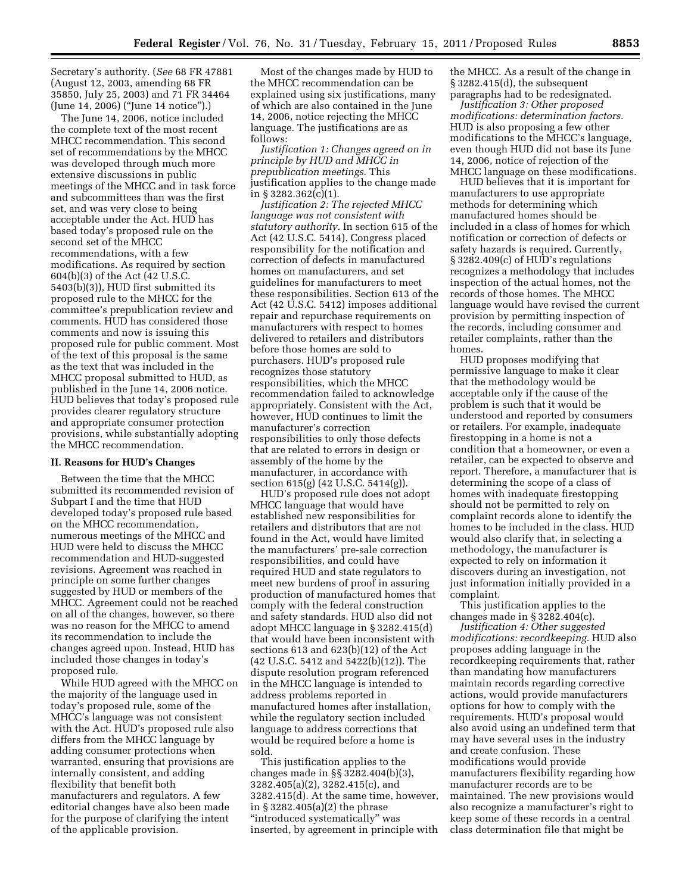Secretary's authority. (*See* 68 FR 47881 (August 12, 2003, amending 68 FR 35850, July 25, 2003) and 71 FR 34464 (June 14, 2006) ("June 14 notice").)

The June 14, 2006, notice included the complete text of the most recent MHCC recommendation. This second set of recommendations by the MHCC was developed through much more extensive discussions in public meetings of the MHCC and in task force and subcommittees than was the first set, and was very close to being acceptable under the Act. HUD has based today's proposed rule on the second set of the MHCC recommendations, with a few modifications. As required by section 604(b)(3) of the Act (42 U.S.C. 5403(b)(3)), HUD first submitted its proposed rule to the MHCC for the committee's prepublication review and comments. HUD has considered those comments and now is issuing this proposed rule for public comment. Most of the text of this proposal is the same as the text that was included in the MHCC proposal submitted to HUD, as published in the June 14, 2006 notice. HUD believes that today's proposed rule provides clearer regulatory structure and appropriate consumer protection provisions, while substantially adopting the MHCC recommendation.

## II. Reasons for HUD's Changes

Between the time that the MHCC submitted its recommended revision of Subpart I and the time that HUD developed today's proposed rule based on the MHCC recommendation, numerous meetings of the MHCC and HUD were held to discuss the MHCC recommendation and HUD-suggested revisions. Agreement was reached in principle on some further changes suggested by HUD or members of the MHCC. Agreement could not be reached on all of the changes, however, so there was no reason for the MHCC to amend its recommendation to include the changes agreed upon. Instead, HUD has included those changes in today's proposed rule.

While HUD agreed with the MHCC on the majority of the language used in today's proposed rule, some of the MHCC's language was not consistent with the Act. HUD's proposed rule also differs from the MHCC language by adding consumer protections when warranted, ensuring that provisions are internally consistent, and adding flexibility that benefit both manufacturers and regulators. A few editorial changes have also been made for the purpose of clarifying the intent of the applicable provision.

Most of the changes made by HUD to the MHCC recommendation can be explained using six justifications, many of which are also contained in the June 14, 2006, notice rejecting the MHCC language. The justifications are as follows:

*Justification 1: Changes agreed on in principle by HUD and MHCC in prepublication meetings.* This justification applies to the change made in § 3282.362(c)(1).

*Justification 2: The rejected MHCC language was not consistent with statutory authority.* In section 615 of the Act (42 U.S.C. 5414), Congress placed responsibility for the notification and correction of defects in manufactured homes on manufacturers, and set guidelines for manufacturers to meet these responsibilities. Section 613 of the Act (42 U.S.C. 5412) imposes additional repair and repurchase requirements on manufacturers with respect to homes delivered to retailers and distributors before those homes are sold to purchasers. HUD's proposed rule recognizes those statutory responsibilities, which the MHCC recommendation failed to acknowledge appropriately. Consistent with the Act, however, HUD continues to limit the manufacturer's correction responsibilities to only those defects that are related to errors in design or assembly of the home by the manufacturer, in accordance with section 615(g) (42 U.S.C. 5414(g)).

HUD's proposed rule does not adopt MHCC language that would have established new responsibilities for retailers and distributors that are not found in the Act, would have limited the manufacturers' pre-sale correction responsibilities, and could have required HUD and state regulators to meet new burdens of proof in assuring production of manufactured homes that comply with the federal construction and safety standards. HUD also did not adopt MHCC language in § 3282.415(d) that would have been inconsistent with sections 613 and 623(b)(12) of the Act (42 U.S.C. 5412 and 5422(b)(12)). The dispute resolution program referenced in the MHCC language is intended to address problems reported in manufactured homes after installation, while the regulatory section included language to address corrections that would be required before a home is sold.

This justification applies to the changes made in §§ 3282.404(b)(3), 3282.405(a)(2), 3282.415(c), and 3282.415(d). At the same time, however, in § 3282.405(a)(2) the phrase "introduced systematically" was inserted, by agreement in principle with the MHCC. As a result of the change in § 3282.415(d), the subsequent paragraphs had to be redesignated.

*Justification 3: Other proposed modifications: determination factors.* HUD is also proposing a few other modifications to the MHCC's language, even though HUD did not base its June 14, 2006, notice of rejection of the MHCC language on these modifications.

HUD believes that it is important for manufacturers to use appropriate methods for determining which manufactured homes should be included in a class of homes for which notification or correction of defects or safety hazards is required. Currently, § 3282.409(c) of HUD's regulations recognizes a methodology that includes inspection of the actual homes, not the records of those homes. The MHCC language would have revised the current provision by permitting inspection of the records, including consumer and retailer complaints, rather than the homes.

HUD proposes modifying that permissive language to make it clear that the methodology would be acceptable only if the cause of the problem is such that it would be understood and reported by consumers or retailers. For example, inadequate firestopping in a home is not a condition that a homeowner, or even a retailer, can be expected to observe and report. Therefore, a manufacturer that is determining the scope of a class of homes with inadequate firestopping should not be permitted to rely on complaint records alone to identify the homes to be included in the class. HUD would also clarify that, in selecting a methodology, the manufacturer is expected to rely on information it discovers during an investigation, not just information initially provided in a complaint.

This justification applies to the changes made in § 3282.404(c).

*Justification 4: Other suggested modifications: recordkeeping.* HUD also proposes adding language in the recordkeeping requirements that, rather than mandating how manufacturers maintain records regarding corrective actions, would provide manufacturers options for how to comply with the requirements. HUD's proposal would also avoid using an undefined term that may have several uses in the industry and create confusion. These modifications would provide manufacturers flexibility regarding how manufacturer records are to be maintained. The new provisions would also recognize a manufacturer's right to keep some of these records in a central class determination file that might be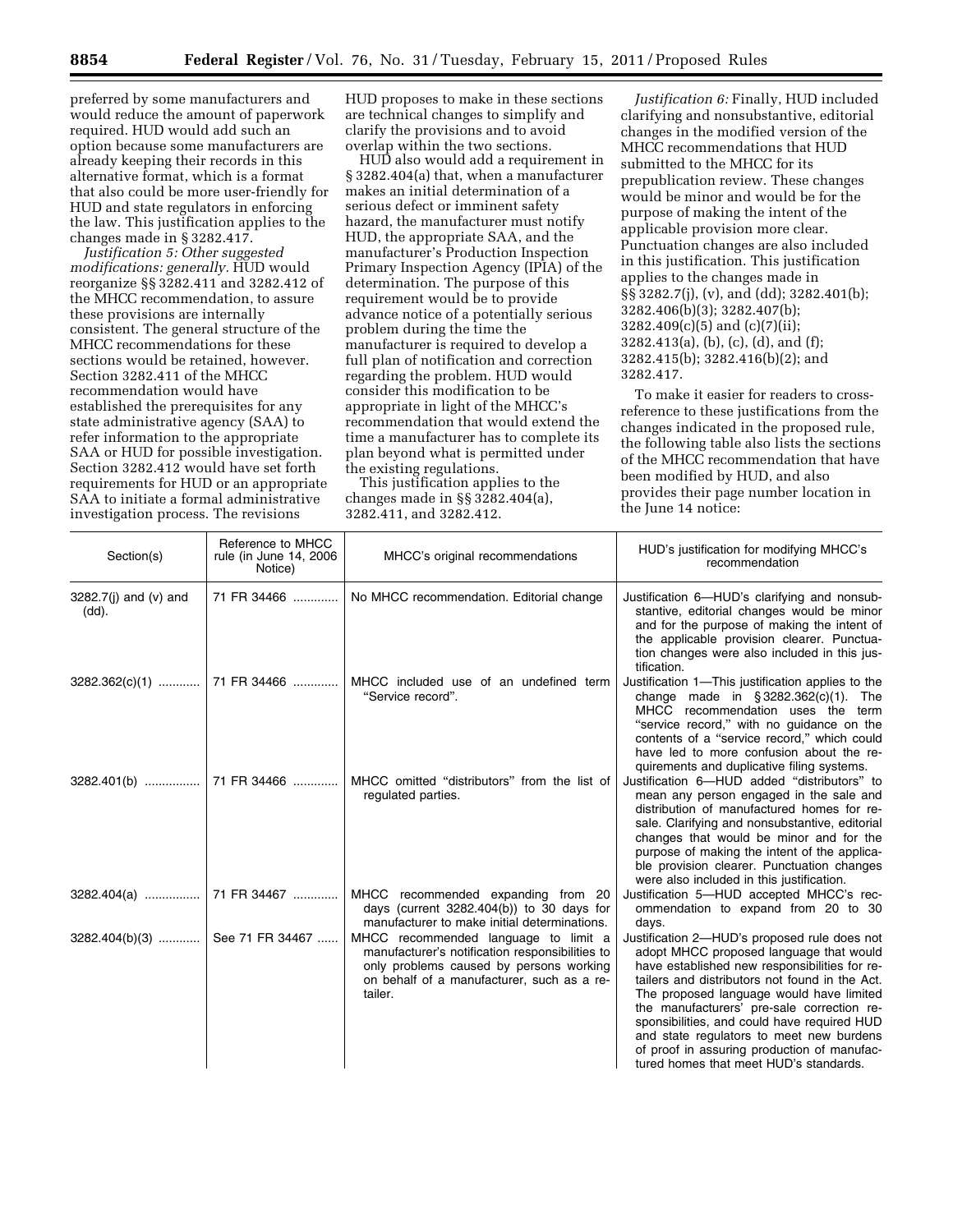preferred by some manufacturers and would reduce the amount of paperwork required. HUD would add such an option because some manufacturers are already keeping their records in this alternative format, which is a format that also could be more user-friendly for HUD and state regulators in enforcing the law. This justification applies to the changes made in § 3282.417.

*Justification 5: Other suggested modifications: generally.* HUD would reorganize §§ 3282.411 and 3282.412 of the MHCC recommendation, to assure these provisions are internally consistent. The general structure of the MHCC recommendations for these sections would be retained, however. Section 3282.411 of the MHCC recommendation would have established the prerequisites for any state administrative agency (SAA) to refer information to the appropriate SAA or HUD for possible investigation. Section 3282.412 would have set forth requirements for HUD or an appropriate SAA to initiate a formal administrative investigation process. The revisions HUD proposes to make in these sections are technical changes to simplify and clarify the provisions and to avoid overlap within the two sections.

HUD also would add a requirement in § 3282.404(a) that, when a manufacturer makes an initial determination of a serious defect or imminent safety hazard, the manufacturer must notify HUD, the appropriate SAA, and the manufacturer's Production Inspection Primary Inspection Agency (IPIA) of the determination. The purpose of this requirement would be to provide advance notice of a potentially serious problem during the time the manufacturer is required to develop a full plan of notification and correction regarding the problem. HUD would consider this modification to be appropriate in light of the MHCC's recommendation that would extend the time a manufacturer has to complete its plan beyond what is permitted under the existing regulations.

This justification applies to the changes made in §§ 3282.404(a), 3282.411, and 3282.412.

*Justification 6:* Finally, HUD included clarifying and nonsubstantive, editorial changes in the modified version of the MHCC recommendations that HUD submitted to the MHCC for its prepublication review. These changes would be minor and would be for the purpose of making the intent of the applicable provision more clear. Punctuation changes are also included in this justification. This justification applies to the changes made in §§ 3282.7(j), (v), and (dd); 3282.401(b); 3282.406(b)(3); 3282.407(b); 3282.409(c)(5) and (c)(7)(ii); 3282.413(a), (b), (c), (d), and (f); 3282.415(b); 3282.416(b)(2); and 3282.417.

To make it easier for readers to cross-reference to these justifications from the changes indicated in the proposed rule, the following table also lists the sections of the MHCC recommendation that have been modified by HUD, and also provides their page number location in the June 14 notice:

| Section(s) | Reference to MHCC rule (in June 14, 2006 Notice) | MHCC's original recommendations | HUD's justification for modifying MHCC's recommendation |
|---|---|---|---|
| 3282.7(j) and (v) and (dd). | 71 FR 34466 | No MHCC recommendation. Editorial change | Justification 6—HUD's clarifying and nonsubstantive, editorial changes would be minor and for the purpose of making the intent of the applicable provision clearer. Punctuation changes were also included in this justification. |
| 3282.362(c)(1) | 71 FR 34466 | MHCC included use of an undefined term "Service record". | Justification 1—This justification applies to the change made in § 3282.362(c)(1). The MHCC recommendation uses the term "service record," with no guidance on the contents of a "service record," which could have led to more confusion about the requirements and duplicative filing systems. |
| 3282.401(b) | 71 FR 34466 | MHCC omitted "distributors" from the list of regulated parties. | Justification 6—HUD added "distributors" to mean any person engaged in the sale and distribution of manufactured homes for resale. Clarifying and nonsubstantive, editorial changes that would be minor and for the purpose of making the intent of the applicable provision clearer. Punctuation changes were also included in this justification. |
| 3282.404(a) | 71 FR 34467 | MHCC recommended expanding from 20 days (current 3282.404(b)) to 30 days for manufacturer to make initial determinations. | Justification 5—HUD accepted MHCC's recommendation to expand from 20 to 30 days. |
| 3282.404(b)(3) | See 71 FR 34467 | MHCC recommended language to limit a manufacturer's notification responsibilities to only problems caused by persons working on behalf of a manufacturer, such as a retailer. | Justification 2—HUD's proposed rule does not adopt MHCC proposed language that would have established new responsibilities for retailers and distributors not found in the Act. The proposed language would have limited the manufacturers' pre-sale correction responsibilities, and could have required HUD and state regulators to meet new burdens of proof in assuring production of manufactured homes that meet HUD's standards. |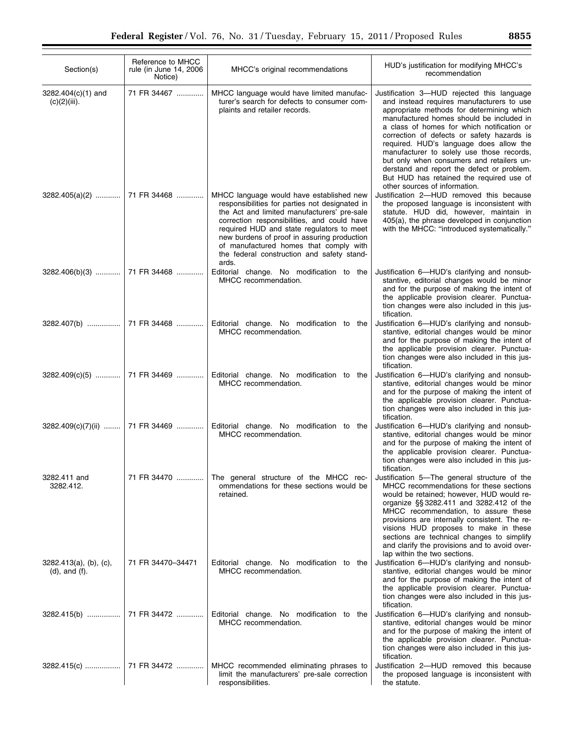| Section(s) | Reference to MHCC rule (in June 14, 2006 Notice) | MHCC's original recommendations | HUD's justification for modifying MHCC's recommendation |
| --- | --- | --- | --- |
| 3282.404(c)(1) and (c)(2)(iii). | 71 FR 34467 | MHCC language would have limited manufacturer's search for defects to consumer complaints and retailer records. | Justification 3—HUD rejected this language and instead requires manufacturers to use appropriate methods for determining which manufactured homes should be included in a class of homes for which notification or correction of defects or safety hazards is required. HUD's language does allow the manufacturer to solely use those records, but only when consumers and retailers understand and report the defect or problem. But HUD has retained the required use of other sources of information. |
| 3282.405(a)(2) | 71 FR 34468 | MHCC language would have established new responsibilities for parties not designated in the Act and limited manufacturers' pre-sale correction responsibilities, and could have required HUD and state regulators to meet new burdens of proof in assuring production of manufactured homes that comply with the federal construction and safety standards. | Justification 2—HUD removed this because the proposed language is inconsistent with statute. HUD did, however, maintain in 405(a), the phrase developed in conjunction with the MHCC: "introduced systematically." |
| 3282.406(b)(3) | 71 FR 34468 | Editorial change. No modification to the MHCC recommendation. | Justification 6—HUD's clarifying and nonsubstantive, editorial changes would be minor and for the purpose of making the intent of the applicable provision clearer. Punctuation changes were also included in this justification. |
| 3282.407(b) | 71 FR 34468 | Editorial change. No modification to the MHCC recommendation. | Justification 6—HUD's clarifying and nonsubstantive, editorial changes would be minor and for the purpose of making the intent of the applicable provision clearer. Punctuation changes were also included in this justification. |
| 3282.409(c)(5) | 71 FR 34469 | Editorial change. No modification to the MHCC recommendation. | Justification 6—HUD's clarifying and nonsubstantive, editorial changes would be minor and for the purpose of making the intent of the applicable provision clearer. Punctuation changes were also included in this justification. |
| 3282.409(c)(7)(ii) | 71 FR 34469 | Editorial change. No modification to the MHCC recommendation. | Justification 6—HUD's clarifying and nonsubstantive, editorial changes would be minor and for the purpose of making the intent of the applicable provision clearer. Punctuation changes were also included in this justification. |
| 3282.411 and 3282.412. | 71 FR 34470 | The general structure of the MHCC recommendations for these sections would be retained. | Justification 5—The general structure of the MHCC recommendations for these sections would be retained; however, HUD would reorganize §§ 3282.411 and 3282.412 of the MHCC recommendation, to assure these provisions are internally consistent. The revisions HUD proposes to make in these sections are technical changes to simplify and clarify the provisions and to avoid overlap within the two sections. |
| 3282.413(a), (b), (c), (d), and (f). | 71 FR 34470–34471 | Editorial change. No modification to the MHCC recommendation. | Justification 6—HUD's clarifying and nonsubstantive, editorial changes would be minor and for the purpose of making the intent of the applicable provision clearer. Punctuation changes were also included in this justification. |
| 3282.415(b) | 71 FR 34472 | Editorial change. No modification to the MHCC recommendation. | Justification 6—HUD's clarifying and nonsubstantive, editorial changes would be minor and for the purpose of making the intent of the applicable provision clearer. Punctuation changes were also included in this justification. |
| 3282.415(c) | 71 FR 34472 | MHCC recommended eliminating phrases to limit the manufacturers' pre-sale correction responsibilities. | Justification 2—HUD removed this because the proposed language is inconsistent with the statute. |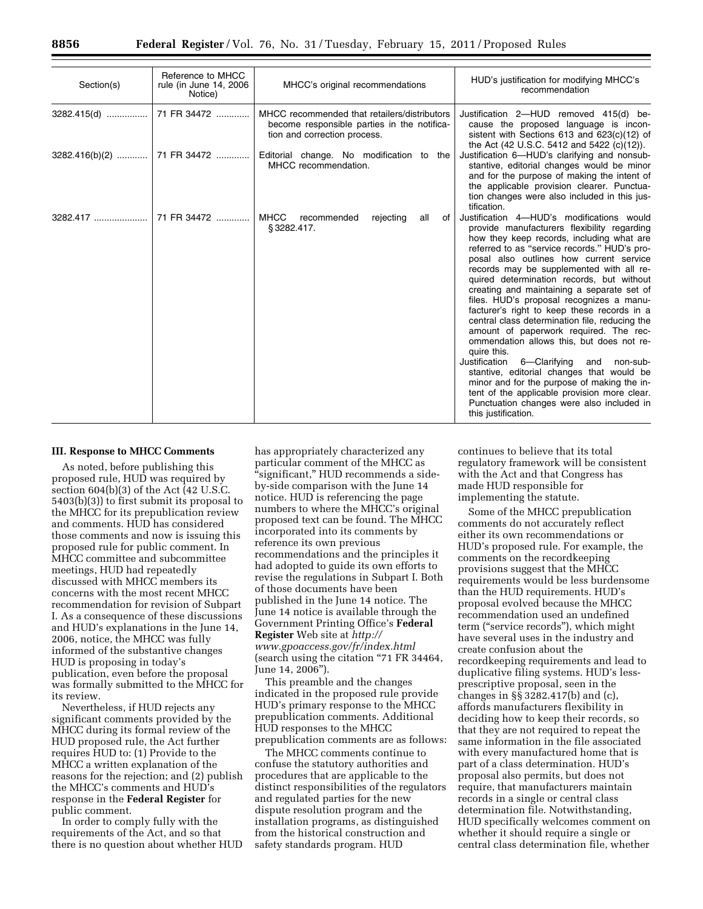| Section(s) | Reference to MHCC rule (in June 14, 2006 Notice) | MHCC's original recommendations | HUD's justification for modifying MHCC's recommendation |
|---|---|---|---|
| 3282.415(d) | 71 FR 34472 | MHCC recommended that retailers/distributors become responsible parties in the notification and correction process. | Justification 2—HUD removed 415(d) because the proposed language is inconsistent with Sections 613 and 623(c)(12) of the Act (42 U.S.C. 5412 and 5422 (c)(12)). |
| 3282.416(b)(2) | 71 FR 34472 | Editorial change. No modification to the MHCC recommendation. | Justification 6—HUD's clarifying and nonsubstantive, editorial changes would be minor and for the purpose of making the intent of the applicable provision clearer. Punctuation changes were also included in this justification. |
| 3282.417 | 71 FR 34472 | MHCC recommended rejecting all of § 3282.417. | Justification 4—HUD's modifications would provide manufacturers flexibility regarding how they keep records, including what are referred to as "service records." HUD's proposal also outlines how current service records may be supplemented with all required determination records, but without creating and maintaining a separate set of files. HUD's proposal recognizes a manufacturer's right to keep these records in a central class determination file, reducing the amount of paperwork required. The recommendation allows this, but does not require this. Justification 6—Clarifying and non-substantive, editorial changes that would be minor and for the purpose of making the intent of the applicable provision more clear. Punctuation changes were also included in this justification. |

### III. Response to MHCC Comments

As noted, before publishing this proposed rule, HUD was required by section 604(b)(3) of the Act (42 U.S.C. 5403(b)(3)) to first submit its proposal to the MHCC for its prepublication review and comments. HUD has considered those comments and now is issuing this proposed rule for public comment. In MHCC committee and subcommittee meetings, HUD had repeatedly discussed with MHCC members its concerns with the most recent MHCC recommendation for revision of Subpart I. As a consequence of these discussions and HUD's explanations in the June 14, 2006, notice, the MHCC was fully informed of the substantive changes HUD is proposing in today's publication, even before the proposal was formally submitted to the MHCC for its review.

Nevertheless, if HUD rejects any significant comments provided by the MHCC during its formal review of the HUD proposed rule, the Act further requires HUD to: (1) Provide to the MHCC a written explanation of the reasons for the rejection; and (2) publish the MHCC's comments and HUD's response in the **Federal Register** for public comment.

In order to comply fully with the requirements of the Act, and so that there is no question about whether HUD has appropriately characterized any particular comment of the MHCC as "significant," HUD recommends a side-by-side comparison with the June 14 notice. HUD is referencing the page numbers to where the MHCC's original proposed text can be found. The MHCC incorporated into its comments by reference its own previous recommendations and the principles it had adopted to guide its own efforts to revise the regulations in Subpart I. Both of those documents have been published in the June 14 notice. The June 14 notice is available through the Government Printing Office's **Federal Register** Web site at *http://www.gpoaccess.gov/fr/index.html* (search using the citation "71 FR 34464, June 14, 2006").

This preamble and the changes indicated in the proposed rule provide HUD's primary response to the MHCC prepublication comments. Additional HUD responses to the MHCC prepublication comments are as follows:

The MHCC comments continue to confuse the statutory authorities and procedures that are applicable to the distinct responsibilities of the regulators and regulated parties for the new dispute resolution program and the installation programs, as distinguished from the historical construction and safety standards program. HUD continues to believe that its total regulatory framework will be consistent with the Act and that Congress has made HUD responsible for implementing the statute.

Some of the MHCC prepublication comments do not accurately reflect either its own recommendations or HUD's proposed rule. For example, the comments on the recordkeeping provisions suggest that the MHCC requirements would be less burdensome than the HUD requirements. HUD's proposal evolved because the MHCC recommendation used an undefined term ("service records"), which might have several uses in the industry and create confusion about the recordkeeping requirements and lead to duplicative filing systems. HUD's less-prescriptive proposal, seen in the changes in §§ 3282.417(b) and (c), affords manufacturers flexibility in deciding how to keep their records, so that they are not required to repeat the same information in the file associated with every manufactured home that is part of a class determination. HUD's proposal also permits, but does not require, that manufacturers maintain records in a single or central class determination file. Notwithstanding, HUD specifically welcomes comment on whether it should require a single or central class determination file, whether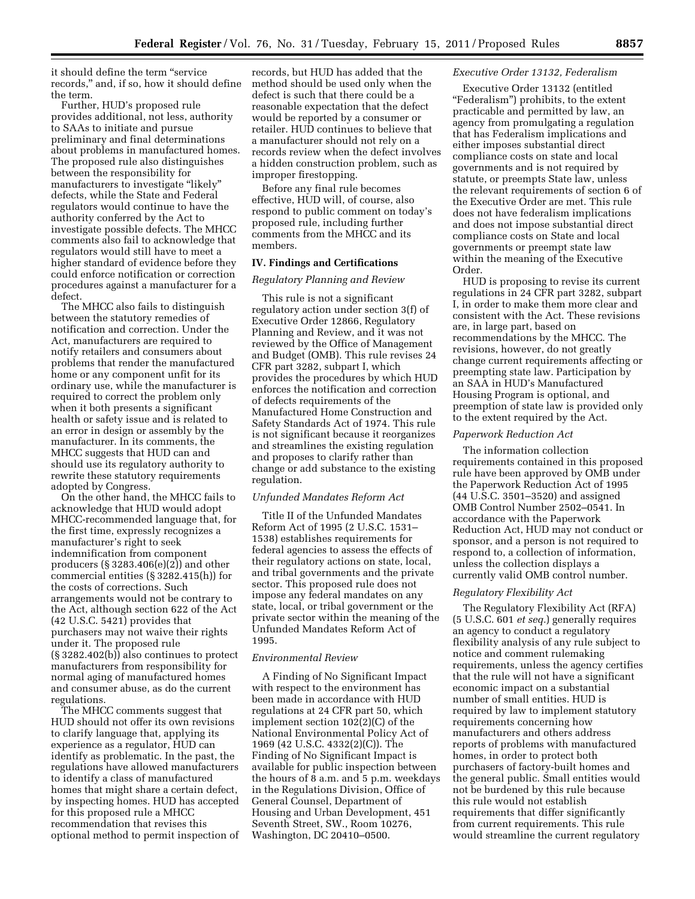it should define the term "service records," and, if so, how it should define the term.

Further, HUD's proposed rule provides additional, not less, authority to SAAs to initiate and pursue preliminary and final determinations about problems in manufactured homes. The proposed rule also distinguishes between the responsibility for manufacturers to investigate "likely" defects, while the State and Federal regulators would continue to have the authority conferred by the Act to investigate possible defects. The MHCC comments also fail to acknowledge that regulators would still have to meet a higher standard of evidence before they could enforce notification or correction procedures against a manufacturer for a defect.

The MHCC also fails to distinguish between the statutory remedies of notification and correction. Under the Act, manufacturers are required to notify retailers and consumers about problems that render the manufactured home or any component unfit for its ordinary use, while the manufacturer is required to correct the problem only when it both presents a significant health or safety issue and is related to an error in design or assembly by the manufacturer. In its comments, the MHCC suggests that HUD can and should use its regulatory authority to rewrite these statutory requirements adopted by Congress.

On the other hand, the MHCC fails to acknowledge that HUD would adopt MHCC-recommended language that, for the first time, expressly recognizes a manufacturer's right to seek indemnification from component producers (§ 3283.406(e)(2)) and other commercial entities (§ 3282.415(h)) for the costs of corrections. Such arrangements would not be contrary to the Act, although section 622 of the Act (42 U.S.C. 5421) provides that purchasers may not waive their rights under it. The proposed rule (§ 3282.402(b)) also continues to protect manufacturers from responsibility for normal aging of manufactured homes and consumer abuse, as do the current regulations.

The MHCC comments suggest that HUD should not offer its own revisions to clarify language that, applying its experience as a regulator, HUD can identify as problematic. In the past, the regulations have allowed manufacturers to identify a class of manufactured homes that might share a certain defect, by inspecting homes. HUD has accepted for this proposed rule a MHCC recommendation that revises this optional method to permit inspection of records, but HUD has added that the method should be used only when the defect is such that there could be a reasonable expectation that the defect would be reported by a consumer or retailer. HUD continues to believe that a manufacturer should not rely on a records review when the defect involves a hidden construction problem, such as improper firestopping.

Before any final rule becomes effective, HUD will, of course, also respond to public comment on today's proposed rule, including further comments from the MHCC and its members.

## IV. Findings and Certifications

*Regulatory Planning and Review*

This rule is not a significant regulatory action under section 3(f) of Executive Order 12866, Regulatory Planning and Review, and it was not reviewed by the Office of Management and Budget (OMB). This rule revises 24 CFR part 3282, subpart I, which provides the procedures by which HUD enforces the notification and correction of defects requirements of the Manufactured Home Construction and Safety Standards Act of 1974. This rule is not significant because it reorganizes and streamlines the existing regulation and proposes to clarify rather than change or add substance to the existing regulation.

*Unfunded Mandates Reform Act*

Title II of the Unfunded Mandates Reform Act of 1995 (2 U.S.C. 1531–1538) establishes requirements for federal agencies to assess the effects of their regulatory actions on state, local, and tribal governments and the private sector. This proposed rule does not impose any federal mandates on any state, local, or tribal government or the private sector within the meaning of the Unfunded Mandates Reform Act of 1995.

*Environmental Review*

A Finding of No Significant Impact with respect to the environment has been made in accordance with HUD regulations at 24 CFR part 50, which implement section 102(2)(C) of the National Environmental Policy Act of 1969 (42 U.S.C. 4332(2)(C)). The Finding of No Significant Impact is available for public inspection between the hours of 8 a.m. and 5 p.m. weekdays in the Regulations Division, Office of General Counsel, Department of Housing and Urban Development, 451 Seventh Street, SW., Room 10276, Washington, DC 20410–0500.

*Executive Order 13132, Federalism*

Executive Order 13132 (entitled "Federalism") prohibits, to the extent practicable and permitted by law, an agency from promulgating a regulation that has Federalism implications and either imposes substantial direct compliance costs on state and local governments and is not required by statute, or preempts State law, unless the relevant requirements of section 6 of the Executive Order are met. This rule does not have federalism implications and does not impose substantial direct compliance costs on State and local governments or preempt state law within the meaning of the Executive Order.

HUD is proposing to revise its current regulations in 24 CFR part 3282, subpart I, in order to make them more clear and consistent with the Act. These revisions are, in large part, based on recommendations by the MHCC. The revisions, however, do not greatly change current requirements affecting or preempting state law. Participation by an SAA in HUD's Manufactured Housing Program is optional, and preemption of state law is provided only to the extent required by the Act.

*Paperwork Reduction Act*

The information collection requirements contained in this proposed rule have been approved by OMB under the Paperwork Reduction Act of 1995 (44 U.S.C. 3501–3520) and assigned OMB Control Number 2502–0541. In accordance with the Paperwork Reduction Act, HUD may not conduct or sponsor, and a person is not required to respond to, a collection of information, unless the collection displays a currently valid OMB control number.

*Regulatory Flexibility Act*

The Regulatory Flexibility Act (RFA) (5 U.S.C. 601 *et seq.*) generally requires an agency to conduct a regulatory flexibility analysis of any rule subject to notice and comment rulemaking requirements, unless the agency certifies that the rule will not have a significant economic impact on a substantial number of small entities. HUD is required by law to implement statutory requirements concerning how manufacturers and others address reports of problems with manufactured homes, in order to protect both purchasers of factory-built homes and the general public. Small entities would not be burdened by this rule because this rule would not establish requirements that differ significantly from current requirements. This rule would streamline the current regulatory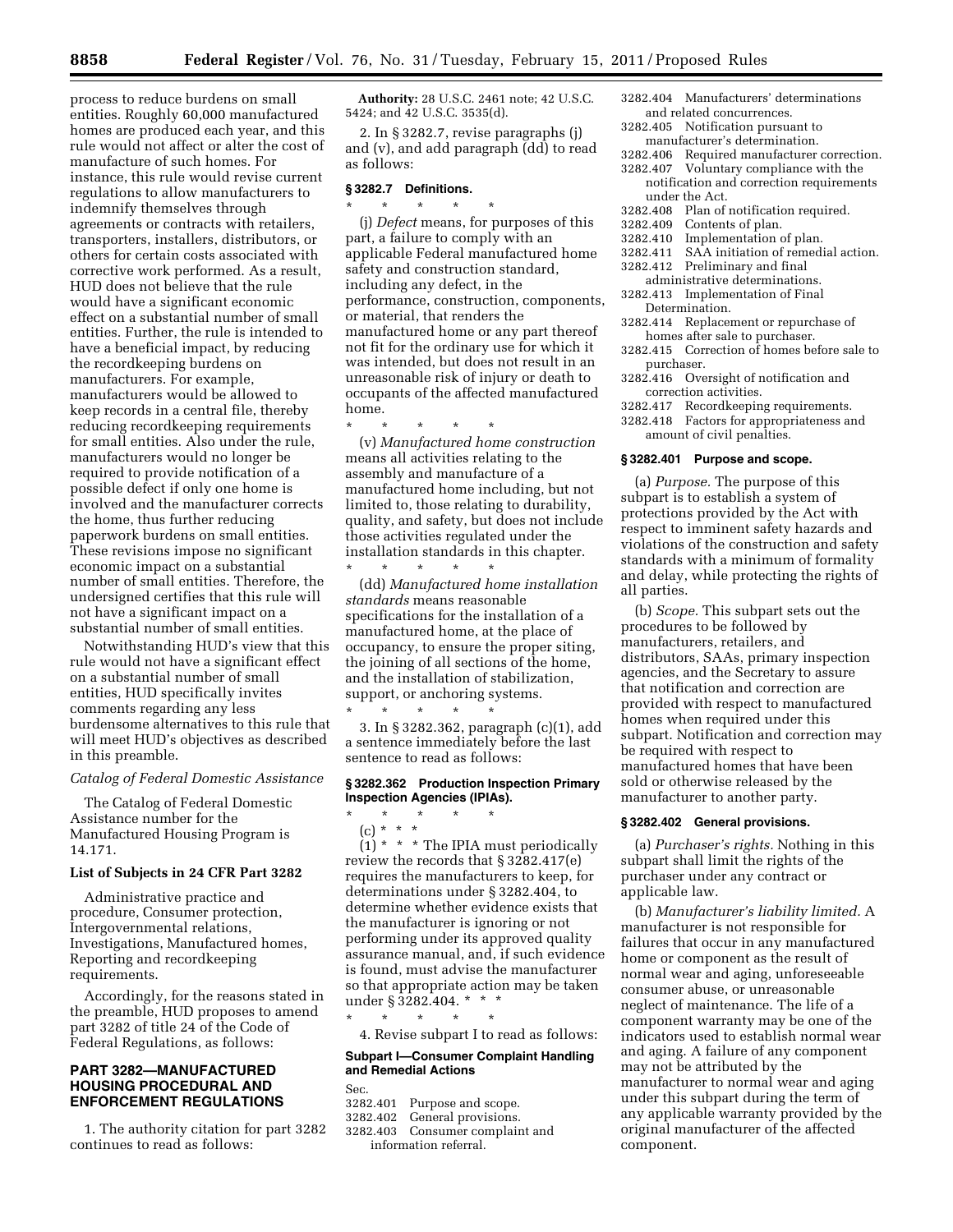process to reduce burdens on small entities. Roughly 60,000 manufactured homes are produced each year, and this rule would not affect or alter the cost of manufacture of such homes. For instance, this rule would revise current regulations to allow manufacturers to indemnify themselves through agreements or contracts with retailers, transporters, installers, distributors, or others for certain costs associated with corrective work performed. As a result, HUD does not believe that the rule would have a significant economic effect on a substantial number of small entities. Further, the rule is intended to have a beneficial impact, by reducing the recordkeeping burdens on manufacturers. For example, manufacturers would be allowed to keep records in a central file, thereby reducing recordkeeping requirements for small entities. Also under the rule, manufacturers would no longer be required to provide notification of a possible defect if only one home is involved and the manufacturer corrects the home, thus further reducing paperwork burdens on small entities. These revisions impose no significant economic impact on a substantial number of small entities. Therefore, the undersigned certifies that this rule will not have a significant impact on a substantial number of small entities.

Notwithstanding HUD's view that this rule would not have a significant effect on a substantial number of small entities, HUD specifically invites comments regarding any less burdensome alternatives to this rule that will meet HUD's objectives as described in this preamble.

*Catalog of Federal Domestic Assistance*

The Catalog of Federal Domestic Assistance number for the Manufactured Housing Program is 14.171.

**List of Subjects in 24 CFR Part 3282**

Administrative practice and procedure, Consumer protection, Intergovernmental relations, Investigations, Manufactured homes, Reporting and recordkeeping requirements.

Accordingly, for the reasons stated in the preamble, HUD proposes to amend part 3282 of title 24 of the Code of Federal Regulations, as follows:

## PART 3282—MANUFACTURED HOUSING PROCEDURAL AND ENFORCEMENT REGULATIONS

1. The authority citation for part 3282 continues to read as follows:

**Authority:** 28 U.S.C. 2461 note; 42 U.S.C. 5424; and 42 U.S.C. 3535(d).

2. In § 3282.7, revise paragraphs (j) and (v), and add paragraph (dd) to read as follows:

### § 3282.7 Definitions.

\* \* \* \* \*

(j) *Defect* means, for purposes of this part, a failure to comply with an applicable Federal manufactured home safety and construction standard, including any defect, in the performance, construction, components, or material, that renders the manufactured home or any part thereof not fit for the ordinary use for which it was intended, but does not result in an unreasonable risk of injury or death to occupants of the affected manufactured home.

\* \* \* \* \*

(v) *Manufactured home construction* means all activities relating to the assembly and manufacture of a manufactured home including, but not limited to, those relating to durability, quality, and safety, but does not include those activities regulated under the installation standards in this chapter.

\* \* \* \* \*

(dd) *Manufactured home installation standards* means reasonable specifications for the installation of a manufactured home, at the place of occupancy, to ensure the proper siting, the joining of all sections of the home, and the installation of stabilization, support, or anchoring systems.

\* \* \* \* \*

3. In § 3282.362, paragraph (c)(1), add a sentence immediately before the last sentence to read as follows:

### § 3282.362 Production Inspection Primary Inspection Agencies (IPIAs).

\* \* \* \* \*

(c) \* \* \*

(1) \* \* \* The IPIA must periodically review the records that § 3282.417(e) requires the manufacturers to keep, for determinations under § 3282.404, to determine whether evidence exists that the manufacturer is ignoring or not performing under its approved quality assurance manual, and, if such evidence is found, must advise the manufacturer so that appropriate action may be taken under § 3282.404. \* \* \*

\* \* \* \* \*

4. Revise subpart I to read as follows:

### Subpart I—Consumer Complaint Handling and Remedial Actions

Sec.
3282.401 Purpose and scope.
3282.402 General provisions.
3282.403 Consumer complaint and information referral.
3282.404 Manufacturers' determinations and related concurrences.
3282.405 Notification pursuant to manufacturer's determination.
3282.406 Required manufacturer correction.
3282.407 Voluntary compliance with the notification and correction requirements under the Act.
3282.408 Plan of notification required.
3282.409 Contents of plan.
3282.410 Implementation of plan.
3282.411 SAA initiation of remedial action.
3282.412 Preliminary and final administrative determinations.
3282.413 Implementation of Final Determination.
3282.414 Replacement or repurchase of homes after sale to purchaser.
3282.415 Correction of homes before sale to purchaser.
3282.416 Oversight of notification and correction activities.
3282.417 Recordkeeping requirements.
3282.418 Factors for appropriateness and amount of civil penalties.

### § 3282.401 Purpose and scope.

(a) *Purpose.* The purpose of this subpart is to establish a system of protections provided by the Act with respect to imminent safety hazards and violations of the construction and safety standards with a minimum of formality and delay, while protecting the rights of all parties.

(b) *Scope.* This subpart sets out the procedures to be followed by manufacturers, retailers, and distributors, SAAs, primary inspection agencies, and the Secretary to assure that notification and correction are provided with respect to manufactured homes when required under this subpart. Notification and correction may be required with respect to manufactured homes that have been sold or otherwise released by the manufacturer to another party.

### § 3282.402 General provisions.

(a) *Purchaser's rights.* Nothing in this subpart shall limit the rights of the purchaser under any contract or applicable law.

(b) *Manufacturer's liability limited.* A manufacturer is not responsible for failures that occur in any manufactured home or component as the result of normal wear and aging, unforeseeable consumer abuse, or unreasonable neglect of maintenance. The life of a component warranty may be one of the indicators used to establish normal wear and aging. A failure of any component may not be attributed by the manufacturer to normal wear and aging under this subpart during the term of any applicable warranty provided by the original manufacturer of the affected component.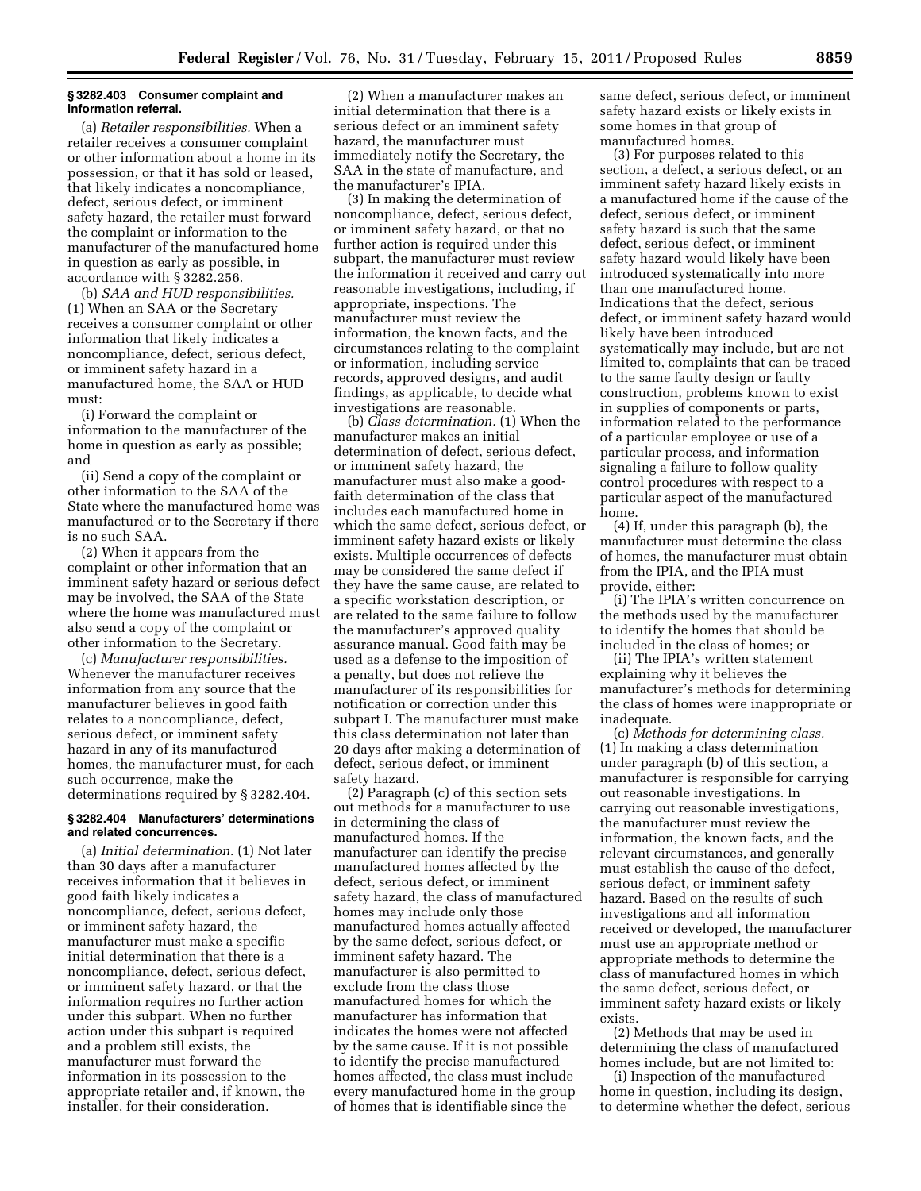### § 3282.403 Consumer complaint and information referral.

(a) *Retailer responsibilities.* When a retailer receives a consumer complaint or other information about a home in its possession, or that it has sold or leased, that likely indicates a noncompliance, defect, serious defect, or imminent safety hazard, the retailer must forward the complaint or information to the manufacturer of the manufactured home in question as early as possible, in accordance with § 3282.256.

(b) *SAA and HUD responsibilities.* (1) When an SAA or the Secretary receives a consumer complaint or other information that likely indicates a noncompliance, defect, serious defect, or imminent safety hazard in a manufactured home, the SAA or HUD must:

(i) Forward the complaint or information to the manufacturer of the home in question as early as possible; and

(ii) Send a copy of the complaint or other information to the SAA of the State where the manufactured home was manufactured or to the Secretary if there is no such SAA.

(2) When it appears from the complaint or other information that an imminent safety hazard or serious defect may be involved, the SAA of the State where the home was manufactured must also send a copy of the complaint or other information to the Secretary.

(c) *Manufacturer responsibilities.* Whenever the manufacturer receives information from any source that the manufacturer believes in good faith relates to a noncompliance, defect, serious defect, or imminent safety hazard in any of its manufactured homes, the manufacturer must, for each such occurrence, make the determinations required by § 3282.404.

### § 3282.404 Manufacturers' determinations and related concurrences.

(a) *Initial determination.* (1) Not later than 30 days after a manufacturer receives information that it believes in good faith likely indicates a noncompliance, defect, serious defect, or imminent safety hazard, the manufacturer must make a specific initial determination that there is a noncompliance, defect, serious defect, or imminent safety hazard, or that the information requires no further action under this subpart. When no further action under this subpart is required and a problem still exists, the manufacturer must forward the information in its possession to the appropriate retailer and, if known, the installer, for their consideration.

(2) When a manufacturer makes an initial determination that there is a serious defect or an imminent safety hazard, the manufacturer must immediately notify the Secretary, the SAA in the state of manufacture, and the manufacturer's IPIA.

(3) In making the determination of noncompliance, defect, serious defect, or imminent safety hazard, or that no further action is required under this subpart, the manufacturer must review the information it received and carry out reasonable investigations, including, if appropriate, inspections. The manufacturer must review the information, the known facts, and the circumstances relating to the complaint or information, including service records, approved designs, and audit findings, as applicable, to decide what investigations are reasonable.

(b) *Class determination.* (1) When the manufacturer makes an initial determination of defect, serious defect, or imminent safety hazard, the manufacturer must also make a good-faith determination of the class that includes each manufactured home in which the same defect, serious defect, or imminent safety hazard exists or likely exists. Multiple occurrences of defects may be considered the same defect if they have the same cause, are related to a specific workstation description, or are related to the same failure to follow the manufacturer's approved quality assurance manual. Good faith may be used as a defense to the imposition of a penalty, but does not relieve the manufacturer of its responsibilities for notification or correction under this subpart I. The manufacturer must make this class determination not later than 20 days after making a determination of defect, serious defect, or imminent safety hazard.

(2) Paragraph (c) of this section sets out methods for a manufacturer to use in determining the class of manufactured homes. If the manufacturer can identify the precise manufactured homes affected by the defect, serious defect, or imminent safety hazard, the class of manufactured homes may include only those manufactured homes actually affected by the same defect, serious defect, or imminent safety hazard. The manufacturer is also permitted to exclude from the class those manufactured homes for which the manufacturer has information that indicates the homes were not affected by the same cause. If it is not possible to identify the precise manufactured homes affected, the class must include every manufactured home in the group of homes that is identifiable since the same defect, serious defect, or imminent safety hazard exists or likely exists in some homes in that group of manufactured homes.

(3) For purposes related to this section, a defect, a serious defect, or an imminent safety hazard likely exists in a manufactured home if the cause of the defect, serious defect, or imminent safety hazard is such that the same defect, serious defect, or imminent safety hazard would likely have been introduced systematically into more than one manufactured home. Indications that the defect, serious defect, or imminent safety hazard would likely have been introduced systematically may include, but are not limited to, complaints that can be traced to the same faulty design or faulty construction, problems known to exist in supplies of components or parts, information related to the performance of a particular employee or use of a particular process, and information signaling a failure to follow quality control procedures with respect to a particular aspect of the manufactured home.

(4) If, under this paragraph (b), the manufacturer must determine the class of homes, the manufacturer must obtain from the IPIA, and the IPIA must provide, either:

(i) The IPIA's written concurrence on the methods used by the manufacturer to identify the homes that should be included in the class of homes; or

(ii) The IPIA's written statement explaining why it believes the manufacturer's methods for determining the class of homes were inappropriate or inadequate.

(c) *Methods for determining class.* (1) In making a class determination under paragraph (b) of this section, a manufacturer is responsible for carrying out reasonable investigations. In carrying out reasonable investigations, the manufacturer must review the information, the known facts, and the relevant circumstances, and generally must establish the cause of the defect, serious defect, or imminent safety hazard. Based on the results of such investigations and all information received or developed, the manufacturer must use an appropriate method or appropriate methods to determine the class of manufactured homes in which the same defect, serious defect, or imminent safety hazard exists or likely exists.

(2) Methods that may be used in determining the class of manufactured homes include, but are not limited to:

(i) Inspection of the manufactured home in question, including its design, to determine whether the defect, serious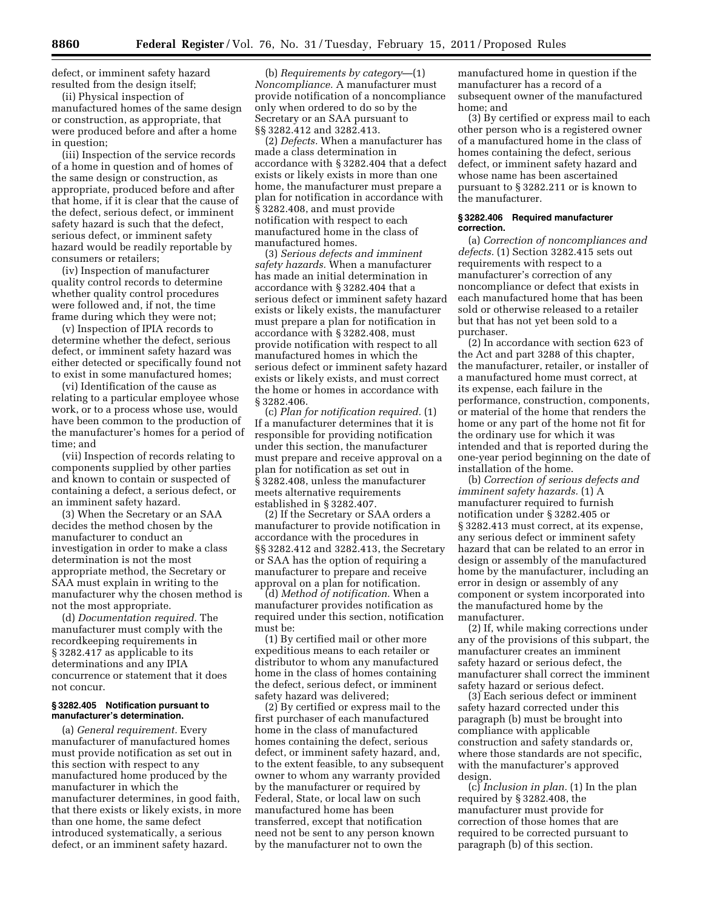defect, or imminent safety hazard resulted from the design itself;

(ii) Physical inspection of manufactured homes of the same design or construction, as appropriate, that were produced before and after a home in question;

(iii) Inspection of the service records of a home in question and of homes of the same design or construction, as appropriate, produced before and after that home, if it is clear that the cause of the defect, serious defect, or imminent safety hazard is such that the defect, serious defect, or imminent safety hazard would be readily reportable by consumers or retailers;

(iv) Inspection of manufacturer quality control records to determine whether quality control procedures were followed and, if not, the time frame during which they were not;

(v) Inspection of IPIA records to determine whether the defect, serious defect, or imminent safety hazard was either detected or specifically found not to exist in some manufactured homes;

(vi) Identification of the cause as relating to a particular employee whose work, or to a process whose use, would have been common to the production of the manufacturer's homes for a period of time; and

(vii) Inspection of records relating to components supplied by other parties and known to contain or suspected of containing a defect, a serious defect, or an imminent safety hazard.

(3) When the Secretary or an SAA decides the method chosen by the manufacturer to conduct an investigation in order to make a class determination is not the most appropriate method, the Secretary or SAA must explain in writing to the manufacturer why the chosen method is not the most appropriate.

(d) *Documentation required.* The manufacturer must comply with the recordkeeping requirements in § 3282.417 as applicable to its determinations and any IPIA concurrence or statement that it does not concur.

### § 3282.405 Notification pursuant to manufacturer's determination.

(a) *General requirement.* Every manufacturer of manufactured homes must provide notification as set out in this section with respect to any manufactured home produced by the manufacturer in which the manufacturer determines, in good faith, that there exists or likely exists, in more than one home, the same defect introduced systematically, a serious defect, or an imminent safety hazard.

(b) *Requirements by category*—(1) *Noncompliance.* A manufacturer must provide notification of a noncompliance only when ordered to do so by the Secretary or an SAA pursuant to §§ 3282.412 and 3282.413.

(2) *Defects.* When a manufacturer has made a class determination in accordance with § 3282.404 that a defect exists or likely exists in more than one home, the manufacturer must prepare a plan for notification in accordance with § 3282.408, and must provide notification with respect to each manufactured home in the class of manufactured homes.

(3) *Serious defects and imminent safety hazards.* When a manufacturer has made an initial determination in accordance with § 3282.404 that a serious defect or imminent safety hazard exists or likely exists, the manufacturer must prepare a plan for notification in accordance with § 3282.408, must provide notification with respect to all manufactured homes in which the serious defect or imminent safety hazard exists or likely exists, and must correct the home or homes in accordance with § 3282.406.

(c) *Plan for notification required.* (1) If a manufacturer determines that it is responsible for providing notification under this section, the manufacturer must prepare and receive approval on a plan for notification as set out in § 3282.408, unless the manufacturer meets alternative requirements established in § 3282.407.

(2) If the Secretary or SAA orders a manufacturer to provide notification in accordance with the procedures in §§ 3282.412 and 3282.413, the Secretary or SAA has the option of requiring a manufacturer to prepare and receive approval on a plan for notification.

(d) *Method of notification.* When a manufacturer provides notification as required under this section, notification must be:

(1) By certified mail or other more expeditious means to each retailer or distributor to whom any manufactured home in the class of homes containing the defect, serious defect, or imminent safety hazard was delivered;

(2) By certified or express mail to the first purchaser of each manufactured home in the class of manufactured homes containing the defect, serious defect, or imminent safety hazard, and, to the extent feasible, to any subsequent owner to whom any warranty provided by the manufacturer or required by Federal, State, or local law on such manufactured home has been transferred, except that notification need not be sent to any person known by the manufacturer not to own the manufactured home in question if the manufacturer has a record of a subsequent owner of the manufactured home; and

(3) By certified or express mail to each other person who is a registered owner of a manufactured home in the class of homes containing the defect, serious defect, or imminent safety hazard and whose name has been ascertained pursuant to § 3282.211 or is known to the manufacturer.

### § 3282.406 Required manufacturer correction.

(a) *Correction of noncompliances and defects.* (1) Section 3282.415 sets out requirements with respect to a manufacturer's correction of any noncompliance or defect that exists in each manufactured home that has been sold or otherwise released to a retailer but that has not yet been sold to a purchaser.

(2) In accordance with section 623 of the Act and part 3288 of this chapter, the manufacturer, retailer, or installer of a manufactured home must correct, at its expense, each failure in the performance, construction, components, or material of the home that renders the home or any part of the home not fit for the ordinary use for which it was intended and that is reported during the one-year period beginning on the date of installation of the home.

(b) *Correction of serious defects and imminent safety hazards.* (1) A manufacturer required to furnish notification under § 3282.405 or § 3282.413 must correct, at its expense, any serious defect or imminent safety hazard that can be related to an error in design or assembly of the manufactured home by the manufacturer, including an error in design or assembly of any component or system incorporated into the manufactured home by the manufacturer.

(2) If, while making corrections under any of the provisions of this subpart, the manufacturer creates an imminent safety hazard or serious defect, the manufacturer shall correct the imminent safety hazard or serious defect.

(3) Each serious defect or imminent safety hazard corrected under this paragraph (b) must be brought into compliance with applicable construction and safety standards or, where those standards are not specific, with the manufacturer's approved design.

(c) *Inclusion in plan.* (1) In the plan required by § 3282.408, the manufacturer must provide for correction of those homes that are required to be corrected pursuant to paragraph (b) of this section.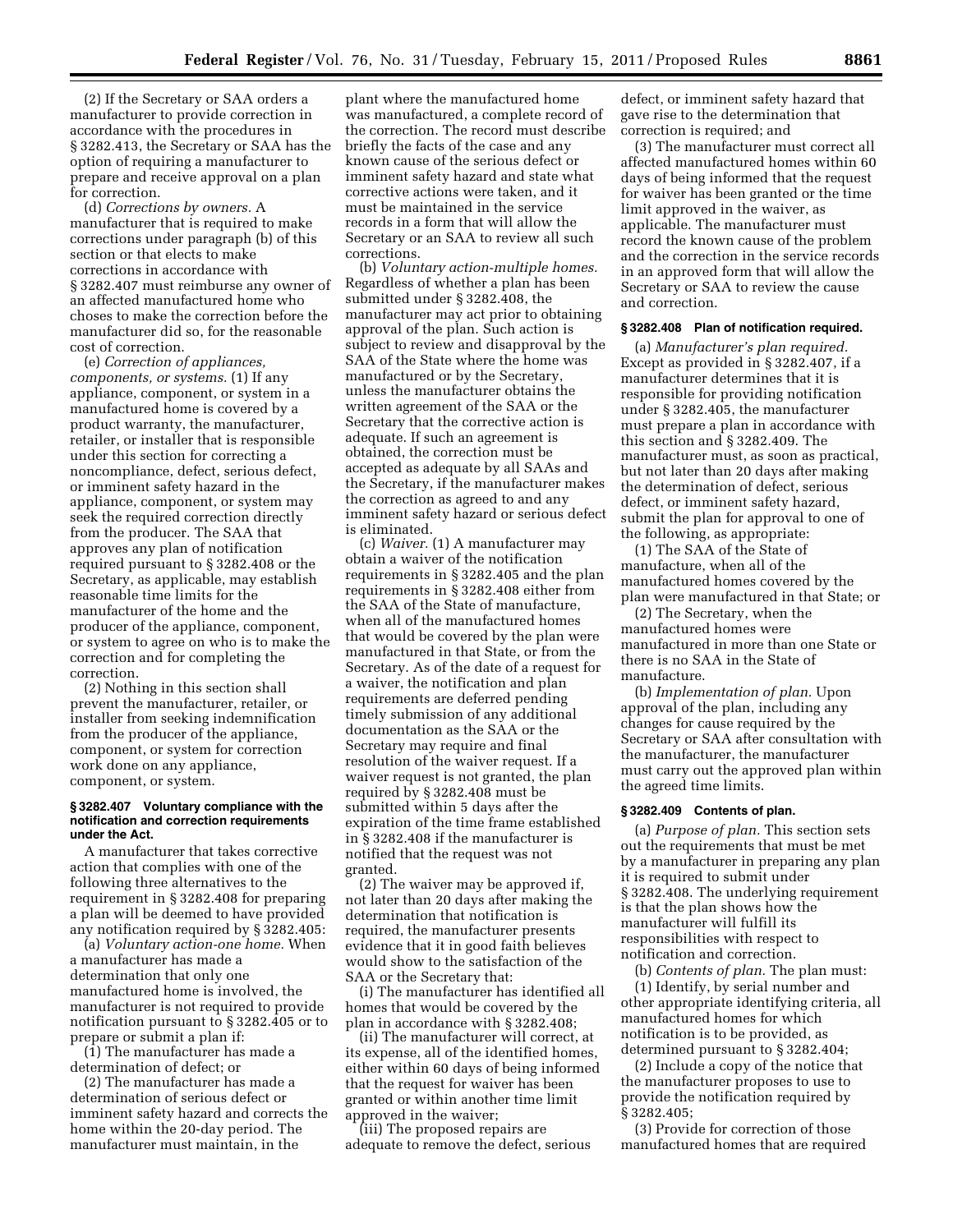(2) If the Secretary or SAA orders a manufacturer to provide correction in accordance with the procedures in § 3282.413, the Secretary or SAA has the option of requiring a manufacturer to prepare and receive approval on a plan for correction.

(d) *Corrections by owners.* A manufacturer that is required to make corrections under paragraph (b) of this section or that elects to make corrections in accordance with § 3282.407 must reimburse any owner of an affected manufactured home who choses to make the correction before the manufacturer did so, for the reasonable cost of correction.

(e) *Correction of appliances, components, or systems.* (1) If any appliance, component, or system in a manufactured home is covered by a product warranty, the manufacturer, retailer, or installer that is responsible under this section for correcting a noncompliance, defect, serious defect, or imminent safety hazard in the appliance, component, or system may seek the required correction directly from the producer. The SAA that approves any plan of notification required pursuant to § 3282.408 or the Secretary, as applicable, may establish reasonable time limits for the manufacturer of the home and the producer of the appliance, component, or system to agree on who is to make the correction and for completing the correction.

(2) Nothing in this section shall prevent the manufacturer, retailer, or installer from seeking indemnification from the producer of the appliance, component, or system for correction work done on any appliance, component, or system.

### § 3282.407 Voluntary compliance with the notification and correction requirements under the Act.

A manufacturer that takes corrective action that complies with one of the following three alternatives to the requirement in § 3282.408 for preparing a plan will be deemed to have provided any notification required by § 3282.405:

(a) *Voluntary action-one home.* When a manufacturer has made a determination that only one manufactured home is involved, the manufacturer is not required to provide notification pursuant to § 3282.405 or to prepare or submit a plan if:

(1) The manufacturer has made a determination of defect; or

(2) The manufacturer has made a determination of serious defect or imminent safety hazard and corrects the home within the 20-day period. The manufacturer must maintain, in the plant where the manufactured home was manufactured, a complete record of the correction. The record must describe briefly the facts of the case and any known cause of the serious defect or imminent safety hazard and state what corrective actions were taken, and it must be maintained in the service records in a form that will allow the Secretary or an SAA to review all such corrections.

(b) *Voluntary action-multiple homes.* Regardless of whether a plan has been submitted under § 3282.408, the manufacturer may act prior to obtaining approval of the plan. Such action is subject to review and disapproval by the SAA of the State where the home was manufactured or by the Secretary, unless the manufacturer obtains the written agreement of the SAA or the Secretary that the corrective action is adequate. If such an agreement is obtained, the correction must be accepted as adequate by all SAAs and the Secretary, if the manufacturer makes the correction as agreed to and any imminent safety hazard or serious defect is eliminated.

(c) *Waiver.* (1) A manufacturer may obtain a waiver of the notification requirements in § 3282.405 and the plan requirements in § 3282.408 either from the SAA of the State of manufacture, when all of the manufactured homes that would be covered by the plan were manufactured in that State, or from the Secretary. As of the date of a request for a waiver, the notification and plan requirements are deferred pending timely submission of any additional documentation as the SAA or the Secretary may require and final resolution of the waiver request. If a waiver request is not granted, the plan required by § 3282.408 must be submitted within 5 days after the expiration of the time frame established in § 3282.408 if the manufacturer is notified that the request was not granted.

(2) The waiver may be approved if, not later than 20 days after making the determination that notification is required, the manufacturer presents evidence that it in good faith believes would show to the satisfaction of the SAA or the Secretary that:

(i) The manufacturer has identified all homes that would be covered by the plan in accordance with § 3282.408;

(ii) The manufacturer will correct, at its expense, all of the identified homes, either within 60 days of being informed that the request for waiver has been granted or within another time limit approved in the waiver;

(iii) The proposed repairs are adequate to remove the defect, serious defect, or imminent safety hazard that gave rise to the determination that correction is required; and

(3) The manufacturer must correct all affected manufactured homes within 60 days of being informed that the request for waiver has been granted or the time limit approved in the waiver, as applicable. The manufacturer must record the known cause of the problem and the correction in the service records in an approved form that will allow the Secretary or SAA to review the cause and correction.

### § 3282.408 Plan of notification required.

(a) *Manufacturer's plan required.* Except as provided in § 3282.407, if a manufacturer determines that it is responsible for providing notification under § 3282.405, the manufacturer must prepare a plan in accordance with this section and § 3282.409. The manufacturer must, as soon as practical, but not later than 20 days after making the determination of defect, serious defect, or imminent safety hazard, submit the plan for approval to one of the following, as appropriate:

(1) The SAA of the State of manufacture, when all of the manufactured homes covered by the plan were manufactured in that State; or

(2) The Secretary, when the manufactured homes were manufactured in more than one State or there is no SAA in the State of manufacture.

(b) *Implementation of plan.* Upon approval of the plan, including any changes for cause required by the Secretary or SAA after consultation with the manufacturer, the manufacturer must carry out the approved plan within the agreed time limits.

### § 3282.409 Contents of plan.

(a) *Purpose of plan.* This section sets out the requirements that must be met by a manufacturer in preparing any plan it is required to submit under § 3282.408. The underlying requirement is that the plan shows how the manufacturer will fulfill its responsibilities with respect to notification and correction.

(b) *Contents of plan.* The plan must:

(1) Identify, by serial number and other appropriate identifying criteria, all manufactured homes for which notification is to be provided, as determined pursuant to § 3282.404;

(2) Include a copy of the notice that the manufacturer proposes to use to provide the notification required by § 3282.405;

(3) Provide for correction of those manufactured homes that are required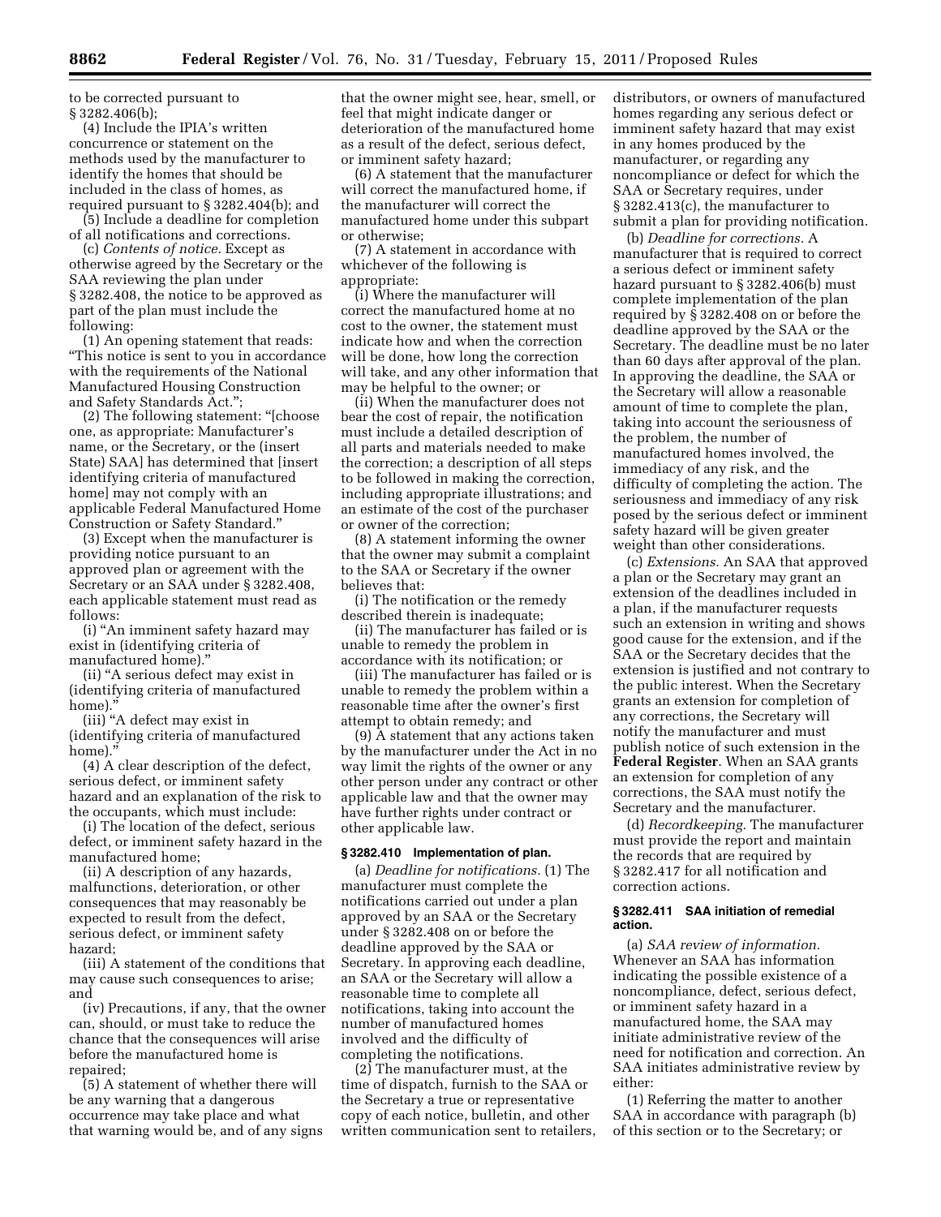to be corrected pursuant to § 3282.406(b);

(4) Include the IPIA's written concurrence or statement on the methods used by the manufacturer to identify the homes that should be included in the class of homes, as required pursuant to § 3282.404(b); and

(5) Include a deadline for completion of all notifications and corrections.

(c) *Contents of notice.* Except as otherwise agreed by the Secretary or the SAA reviewing the plan under § 3282.408, the notice to be approved as part of the plan must include the following:

(1) An opening statement that reads: "This notice is sent to you in accordance with the requirements of the National Manufactured Housing Construction and Safety Standards Act.";

(2) The following statement: "[choose one, as appropriate: Manufacturer's name, or the Secretary, or the (insert State) SAA] has determined that [insert identifying criteria of manufactured home] may not comply with an applicable Federal Manufactured Home Construction or Safety Standard."

(3) Except when the manufacturer is providing notice pursuant to an approved plan or agreement with the Secretary or an SAA under § 3282.408, each applicable statement must read as follows:

(i) "An imminent safety hazard may exist in (identifying criteria of manufactured home)."

(ii) "A serious defect may exist in (identifying criteria of manufactured home)."

(iii) "A defect may exist in (identifying criteria of manufactured home)."

(4) A clear description of the defect, serious defect, or imminent safety hazard and an explanation of the risk to the occupants, which must include:

(i) The location of the defect, serious defect, or imminent safety hazard in the manufactured home;

(ii) A description of any hazards, malfunctions, deterioration, or other consequences that may reasonably be expected to result from the defect, serious defect, or imminent safety hazard;

(iii) A statement of the conditions that may cause such consequences to arise; and

(iv) Precautions, if any, that the owner can, should, or must take to reduce the chance that the consequences will arise before the manufactured home is repaired;

(5) A statement of whether there will be any warning that a dangerous occurrence may take place and what that warning would be, and of any signs that the owner might see, hear, smell, or feel that might indicate danger or deterioration of the manufactured home as a result of the defect, serious defect, or imminent safety hazard;

(6) A statement that the manufacturer will correct the manufactured home, if the manufacturer will correct the manufactured home under this subpart or otherwise;

(7) A statement in accordance with whichever of the following is appropriate:

(i) Where the manufacturer will correct the manufactured home at no cost to the owner, the statement must indicate how and when the correction will be done, how long the correction will take, and any other information that may be helpful to the owner; or

(ii) When the manufacturer does not bear the cost of repair, the notification must include a detailed description of all parts and materials needed to make the correction; a description of all steps to be followed in making the correction, including appropriate illustrations; and an estimate of the cost of the purchaser or owner of the correction;

(8) A statement informing the owner that the owner may submit a complaint to the SAA or Secretary if the owner believes that:

(i) The notification or the remedy described therein is inadequate;

(ii) The manufacturer has failed or is unable to remedy the problem in accordance with its notification; or

(iii) The manufacturer has failed or is unable to remedy the problem within a reasonable time after the owner's first attempt to obtain remedy; and

(9) A statement that any actions taken by the manufacturer under the Act in no way limit the rights of the owner or any other person under any contract or other applicable law and that the owner may have further rights under contract or other applicable law.

### § 3282.410 Implementation of plan.

(a) *Deadline for notifications.* (1) The manufacturer must complete the notifications carried out under a plan approved by an SAA or the Secretary under § 3282.408 on or before the deadline approved by the SAA or Secretary. In approving each deadline, an SAA or the Secretary will allow a reasonable time to complete all notifications, taking into account the number of manufactured homes involved and the difficulty of completing the notifications.

(2) The manufacturer must, at the time of dispatch, furnish to the SAA or the Secretary a true or representative copy of each notice, bulletin, and other written communication sent to retailers, distributors, or owners of manufactured homes regarding any serious defect or imminent safety hazard that may exist in any homes produced by the manufacturer, or regarding any noncompliance or defect for which the SAA or Secretary requires, under § 3282.413(c), the manufacturer to submit a plan for providing notification.

(b) *Deadline for corrections.* A manufacturer that is required to correct a serious defect or imminent safety hazard pursuant to § 3282.406(b) must complete implementation of the plan required by § 3282.408 on or before the deadline approved by the SAA or the Secretary. The deadline must be no later than 60 days after approval of the plan. In approving the deadline, the SAA or the Secretary will allow a reasonable amount of time to complete the plan, taking into account the seriousness of the problem, the number of manufactured homes involved, the immediacy of any risk, and the difficulty of completing the action. The seriousness and immediacy of any risk posed by the serious defect or imminent safety hazard will be given greater weight than other considerations.

(c) *Extensions.* An SAA that approved a plan or the Secretary may grant an extension of the deadlines included in a plan, if the manufacturer requests such an extension in writing and shows good cause for the extension, and if the SAA or the Secretary decides that the extension is justified and not contrary to the public interest. When the Secretary grants an extension for completion of any corrections, the Secretary will notify the manufacturer and must publish notice of such extension in the **Federal Register**. When an SAA grants an extension for completion of any corrections, the SAA must notify the Secretary and the manufacturer.

(d) *Recordkeeping.* The manufacturer must provide the report and maintain the records that are required by § 3282.417 for all notification and correction actions.

### § 3282.411 SAA initiation of remedial action.

(a) *SAA review of information.* Whenever an SAA has information indicating the possible existence of a noncompliance, defect, serious defect, or imminent safety hazard in a manufactured home, the SAA may initiate administrative review of the need for notification and correction. An SAA initiates administrative review by either:

(1) Referring the matter to another SAA in accordance with paragraph (b) of this section or to the Secretary; or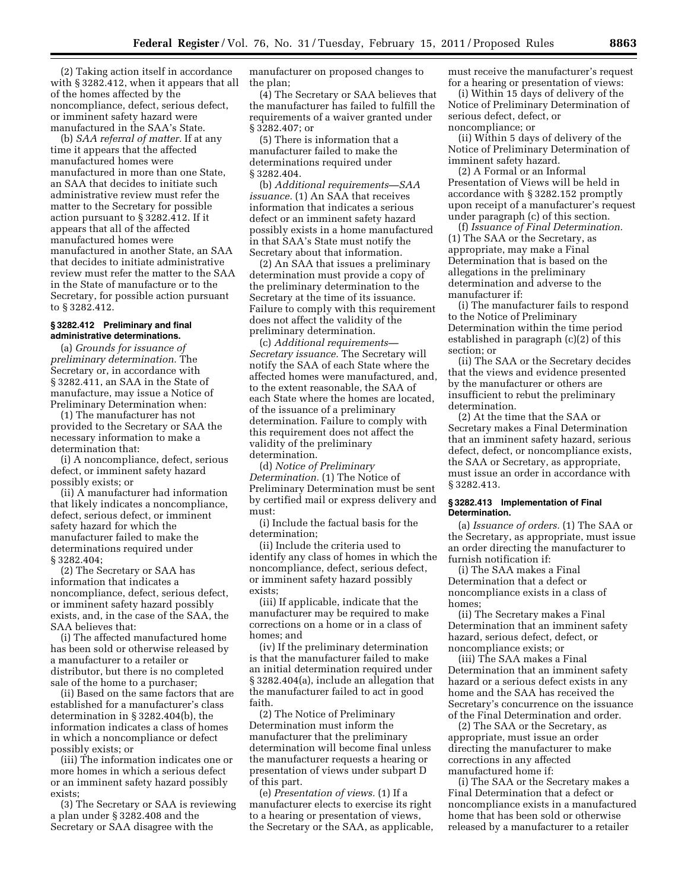(2) Taking action itself in accordance with § 3282.412, when it appears that all of the homes affected by the noncompliance, defect, serious defect, or imminent safety hazard were manufactured in the SAA's State.

(b) *SAA referral of matter.* If at any time it appears that the affected manufactured homes were manufactured in more than one State, an SAA that decides to initiate such administrative review must refer the matter to the Secretary for possible action pursuant to § 3282.412. If it appears that all of the affected manufactured homes were manufactured in another State, an SAA that decides to initiate administrative review must refer the matter to the SAA in the State of manufacture or to the Secretary, for possible action pursuant to § 3282.412.

#### § 3282.412 Preliminary and final administrative determinations.

(a) *Grounds for issuance of preliminary determination.* The Secretary or, in accordance with § 3282.411, an SAA in the State of manufacture, may issue a Notice of Preliminary Determination when:

(1) The manufacturer has not provided to the Secretary or SAA the necessary information to make a determination that:

(i) A noncompliance, defect, serious defect, or imminent safety hazard possibly exists; or

(ii) A manufacturer had information that likely indicates a noncompliance, defect, serious defect, or imminent safety hazard for which the manufacturer failed to make the determinations required under § 3282.404;

(2) The Secretary or SAA has information that indicates a noncompliance, defect, serious defect, or imminent safety hazard possibly exists, and, in the case of the SAA, the SAA believes that:

(i) The affected manufactured home has been sold or otherwise released by a manufacturer to a retailer or distributor, but there is no completed sale of the home to a purchaser;

(ii) Based on the same factors that are established for a manufacturer's class determination in § 3282.404(b), the information indicates a class of homes in which a noncompliance or defect possibly exists; or

(iii) The information indicates one or more homes in which a serious defect or an imminent safety hazard possibly exists;

(3) The Secretary or SAA is reviewing a plan under § 3282.408 and the Secretary or SAA disagree with the manufacturer on proposed changes to the plan;

(4) The Secretary or SAA believes that the manufacturer has failed to fulfill the requirements of a waiver granted under § 3282.407; or

(5) There is information that a manufacturer failed to make the determinations required under § 3282.404.

(b) *Additional requirements—SAA issuance.* (1) An SAA that receives information that indicates a serious defect or an imminent safety hazard possibly exists in a home manufactured in that SAA's State must notify the Secretary about that information.

(2) An SAA that issues a preliminary determination must provide a copy of the preliminary determination to the Secretary at the time of its issuance. Failure to comply with this requirement does not affect the validity of the preliminary determination.

(c) *Additional requirements—Secretary issuance.* The Secretary will notify the SAA of each State where the affected homes were manufactured, and, to the extent reasonable, the SAA of each State where the homes are located, of the issuance of a preliminary determination. Failure to comply with this requirement does not affect the validity of the preliminary determination.

(d) *Notice of Preliminary Determination.* (1) The Notice of Preliminary Determination must be sent by certified mail or express delivery and must:

(i) Include the factual basis for the determination;

(ii) Include the criteria used to identify any class of homes in which the noncompliance, defect, serious defect, or imminent safety hazard possibly exists;

(iii) If applicable, indicate that the manufacturer may be required to make corrections on a home or in a class of homes; and

(iv) If the preliminary determination is that the manufacturer failed to make an initial determination required under § 3282.404(a), include an allegation that the manufacturer failed to act in good faith.

(2) The Notice of Preliminary Determination must inform the manufacturer that the preliminary determination will become final unless the manufacturer requests a hearing or presentation of views under subpart D of this part.

(e) *Presentation of views.* (1) If a manufacturer elects to exercise its right to a hearing or presentation of views, the Secretary or the SAA, as applicable, must receive the manufacturer's request for a hearing or presentation of views:

(i) Within 15 days of delivery of the Notice of Preliminary Determination of serious defect, defect, or noncompliance; or

(ii) Within 5 days of delivery of the Notice of Preliminary Determination of imminent safety hazard.

(2) A Formal or an Informal Presentation of Views will be held in accordance with § 3282.152 promptly upon receipt of a manufacturer's request under paragraph (c) of this section.

(f) *Issuance of Final Determination.* (1) The SAA or the Secretary, as appropriate, may make a Final Determination that is based on the allegations in the preliminary determination and adverse to the manufacturer if:

(i) The manufacturer fails to respond to the Notice of Preliminary Determination within the time period established in paragraph (c)(2) of this section; or

(ii) The SAA or the Secretary decides that the views and evidence presented by the manufacturer or others are insufficient to rebut the preliminary determination.

(2) At the time that the SAA or Secretary makes a Final Determination that an imminent safety hazard, serious defect, defect, or noncompliance exists, the SAA or Secretary, as appropriate, must issue an order in accordance with § 3282.413.

#### § 3282.413 Implementation of Final Determination.

(a) *Issuance of orders.* (1) The SAA or the Secretary, as appropriate, must issue an order directing the manufacturer to furnish notification if:

(i) The SAA makes a Final Determination that a defect or noncompliance exists in a class of homes;

(ii) The Secretary makes a Final Determination that an imminent safety hazard, serious defect, defect, or noncompliance exists; or

(iii) The SAA makes a Final Determination that an imminent safety hazard or a serious defect exists in any home and the SAA has received the Secretary's concurrence on the issuance of the Final Determination and order.

(2) The SAA or the Secretary, as appropriate, must issue an order directing the manufacturer to make corrections in any affected manufactured home if:

(i) The SAA or the Secretary makes a Final Determination that a defect or noncompliance exists in a manufactured home that has been sold or otherwise released by a manufacturer to a retailer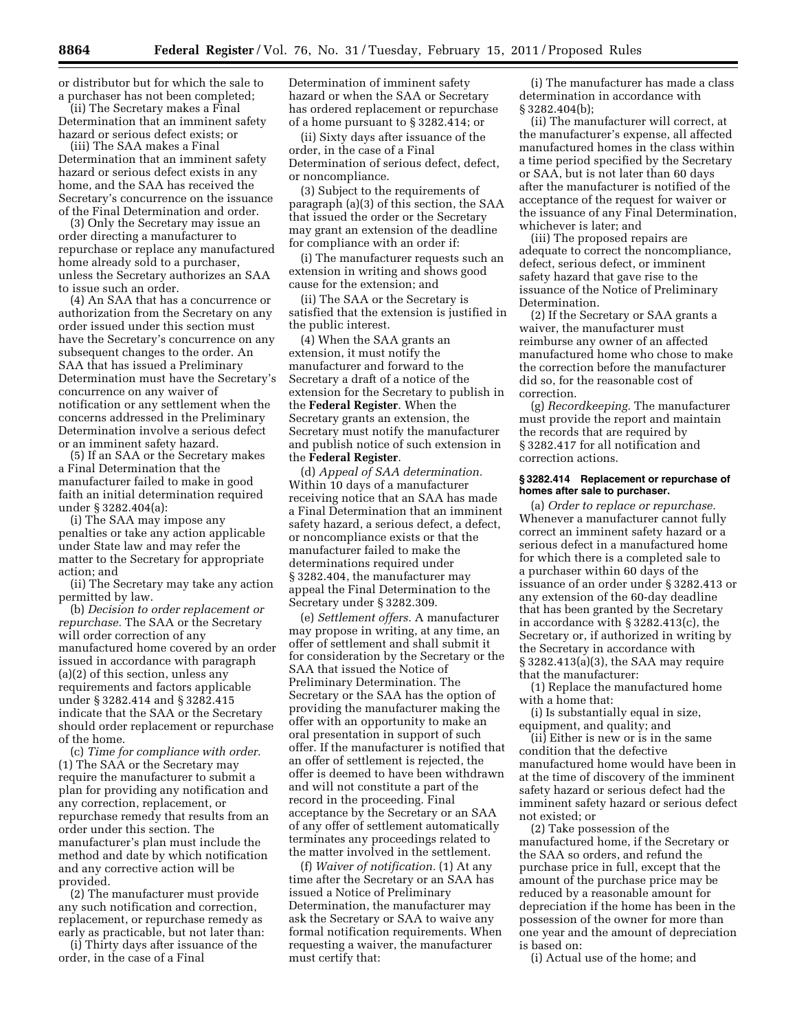or distributor but for which the sale to a purchaser has not been completed;

(ii) The Secretary makes a Final Determination that an imminent safety hazard or serious defect exists; or

(iii) The SAA makes a Final Determination that an imminent safety hazard or serious defect exists in any home, and the SAA has received the Secretary's concurrence on the issuance of the Final Determination and order.

(3) Only the Secretary may issue an order directing a manufacturer to repurchase or replace any manufactured home already sold to a purchaser, unless the Secretary authorizes an SAA to issue such an order.

(4) An SAA that has a concurrence or authorization from the Secretary on any order issued under this section must have the Secretary's concurrence on any subsequent changes to the order. An SAA that has issued a Preliminary Determination must have the Secretary's concurrence on any waiver of notification or any settlement when the concerns addressed in the Preliminary Determination involve a serious defect or an imminent safety hazard.

(5) If an SAA or the Secretary makes a Final Determination that the manufacturer failed to make in good faith an initial determination required under § 3282.404(a):

(i) The SAA may impose any penalties or take any action applicable under State law and may refer the matter to the Secretary for appropriate action; and

(ii) The Secretary may take any action permitted by law.

(b) *Decision to order replacement or repurchase.* The SAA or the Secretary will order correction of any manufactured home covered by an order issued in accordance with paragraph (a)(2) of this section, unless any requirements and factors applicable under § 3282.414 and § 3282.415 indicate that the SAA or the Secretary should order replacement or repurchase of the home.

(c) *Time for compliance with order.* (1) The SAA or the Secretary may require the manufacturer to submit a plan for providing any notification and any correction, replacement, or repurchase remedy that results from an order under this section. The manufacturer's plan must include the method and date by which notification and any corrective action will be provided.

(2) The manufacturer must provide any such notification and correction, replacement, or repurchase remedy as early as practicable, but not later than:

(i) Thirty days after issuance of the order, in the case of a Final Determination of imminent safety hazard or when the SAA or Secretary has ordered replacement or repurchase of a home pursuant to § 3282.414; or

(ii) Sixty days after issuance of the order, in the case of a Final Determination of serious defect, defect, or noncompliance.

(3) Subject to the requirements of paragraph (a)(3) of this section, the SAA that issued the order or the Secretary may grant an extension of the deadline for compliance with an order if:

(i) The manufacturer requests such an extension in writing and shows good cause for the extension; and

(ii) The SAA or the Secretary is satisfied that the extension is justified in the public interest.

(4) When the SAA grants an extension, it must notify the manufacturer and forward to the Secretary a draft of a notice of the extension for the Secretary to publish in the **Federal Register**. When the Secretary grants an extension, the Secretary must notify the manufacturer and publish notice of such extension in the **Federal Register**.

(d) *Appeal of SAA determination.* Within 10 days of a manufacturer receiving notice that an SAA has made a Final Determination that an imminent safety hazard, a serious defect, a defect, or noncompliance exists or that the manufacturer failed to make the determinations required under § 3282.404, the manufacturer may appeal the Final Determination to the Secretary under § 3282.309.

(e) *Settlement offers.* A manufacturer may propose in writing, at any time, an offer of settlement and shall submit it for consideration by the Secretary or the SAA that issued the Notice of Preliminary Determination. The Secretary or the SAA has the option of providing the manufacturer making the offer with an opportunity to make an oral presentation in support of such offer. If the manufacturer is notified that an offer of settlement is rejected, the offer is deemed to have been withdrawn and will not constitute a part of the record in the proceeding. Final acceptance by the Secretary or an SAA of any offer of settlement automatically terminates any proceedings related to the matter involved in the settlement.

(f) *Waiver of notification.* (1) At any time after the Secretary or an SAA has issued a Notice of Preliminary Determination, the manufacturer may ask the Secretary or SAA to waive any formal notification requirements. When requesting a waiver, the manufacturer must certify that:

(i) The manufacturer has made a class determination in accordance with § 3282.404(b);

(ii) The manufacturer will correct, at the manufacturer's expense, all affected manufactured homes in the class within a time period specified by the Secretary or SAA, but is not later than 60 days after the manufacturer is notified of the acceptance of the request for waiver or the issuance of any Final Determination, whichever is later; and

(iii) The proposed repairs are adequate to correct the noncompliance, defect, serious defect, or imminent safety hazard that gave rise to the issuance of the Notice of Preliminary Determination.

(2) If the Secretary or SAA grants a waiver, the manufacturer must reimburse any owner of an affected manufactured home who chose to make the correction before the manufacturer did so, for the reasonable cost of correction.

(g) *Recordkeeping.* The manufacturer must provide the report and maintain the records that are required by § 3282.417 for all notification and correction actions.

#### § 3282.414 Replacement or repurchase of homes after sale to purchaser.

(a) *Order to replace or repurchase.* Whenever a manufacturer cannot fully correct an imminent safety hazard or a serious defect in a manufactured home for which there is a completed sale to a purchaser within 60 days of the issuance of an order under § 3282.413 or any extension of the 60-day deadline that has been granted by the Secretary in accordance with § 3282.413(c), the Secretary or, if authorized in writing by the Secretary in accordance with § 3282.413(a)(3), the SAA may require that the manufacturer:

(1) Replace the manufactured home with a home that:

(i) Is substantially equal in size, equipment, and quality; and

(ii) Either is new or is in the same condition that the defective manufactured home would have been in at the time of discovery of the imminent safety hazard or serious defect had the imminent safety hazard or serious defect not existed; or

(2) Take possession of the manufactured home, if the Secretary or the SAA so orders, and refund the purchase price in full, except that the amount of the purchase price may be reduced by a reasonable amount for depreciation if the home has been in the possession of the owner for more than one year and the amount of depreciation is based on:

(i) Actual use of the home; and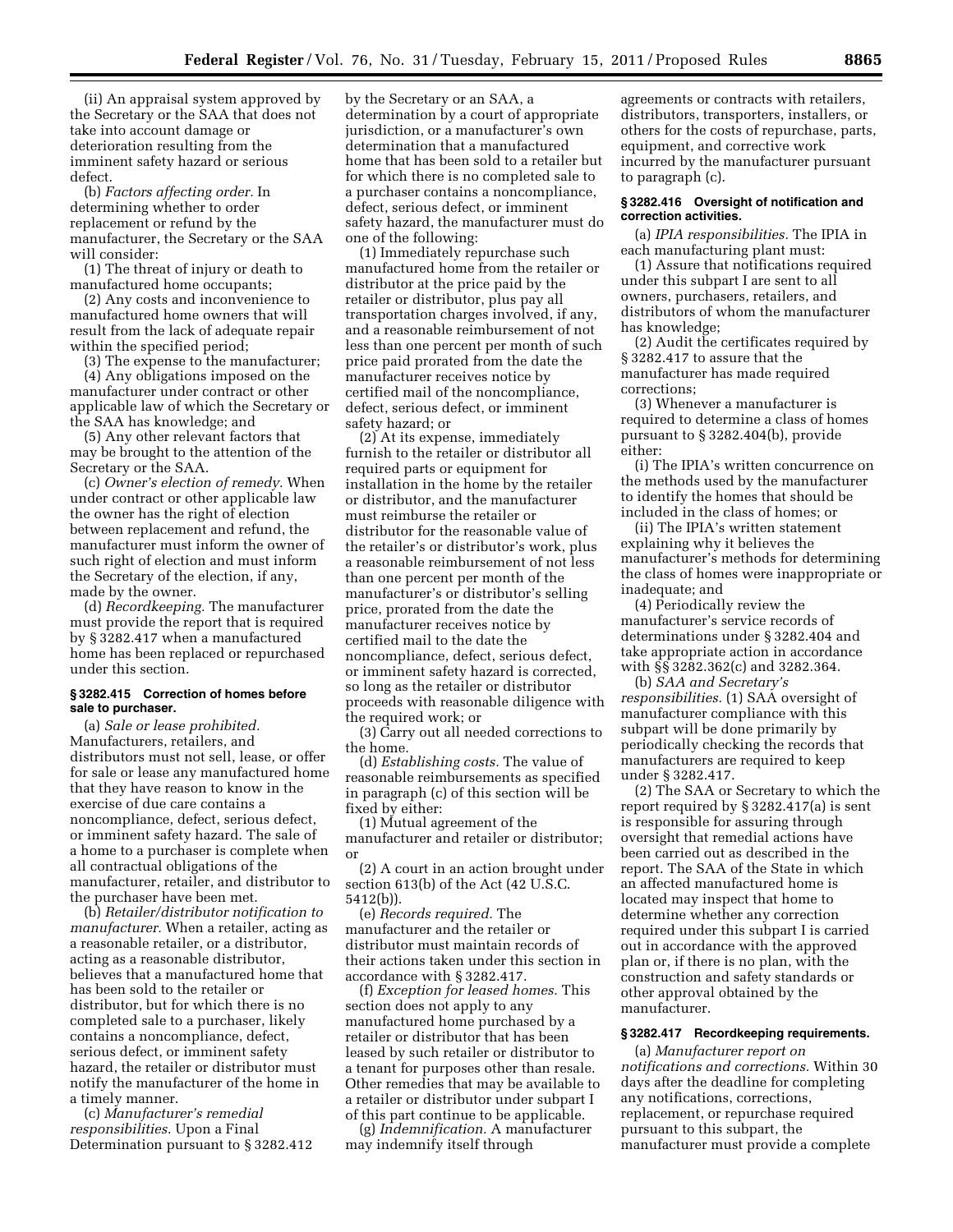(ii) An appraisal system approved by the Secretary or the SAA that does not take into account damage or deterioration resulting from the imminent safety hazard or serious defect.

(b) *Factors affecting order.* In determining whether to order replacement or refund by the manufacturer, the Secretary or the SAA will consider:

(1) The threat of injury or death to manufactured home occupants;

(2) Any costs and inconvenience to manufactured home owners that will result from the lack of adequate repair within the specified period;

(3) The expense to the manufacturer;

(4) Any obligations imposed on the manufacturer under contract or other applicable law of which the Secretary or the SAA has knowledge; and

(5) Any other relevant factors that may be brought to the attention of the Secretary or the SAA.

(c) *Owner's election of remedy.* When under contract or other applicable law the owner has the right of election between replacement and refund, the manufacturer must inform the owner of such right of election and must inform the Secretary of the election, if any, made by the owner.

(d) *Recordkeeping.* The manufacturer must provide the report that is required by § 3282.417 when a manufactured home has been replaced or repurchased under this section.

**§ 3282.415 Correction of homes before sale to purchaser.**

(a) *Sale or lease prohibited.* Manufacturers, retailers, and distributors must not sell, lease, or offer for sale or lease any manufactured home that they have reason to know in the exercise of due care contains a noncompliance, defect, serious defect, or imminent safety hazard. The sale of a home to a purchaser is complete when all contractual obligations of the manufacturer, retailer, and distributor to the purchaser have been met.

(b) *Retailer/distributor notification to manufacturer.* When a retailer, acting as a reasonable retailer, or a distributor, acting as a reasonable distributor, believes that a manufactured home that has been sold to the retailer or distributor, but for which there is no completed sale to a purchaser, likely contains a noncompliance, defect, serious defect, or imminent safety hazard, the retailer or distributor must notify the manufacturer of the home in a timely manner.

(c) *Manufacturer's remedial responsibilities.* Upon a Final Determination pursuant to § 3282.412 by the Secretary or an SAA, a determination by a court of appropriate jurisdiction, or a manufacturer's own determination that a manufactured home that has been sold to a retailer but for which there is no completed sale to a purchaser contains a noncompliance, defect, serious defect, or imminent safety hazard, the manufacturer must do one of the following:

(1) Immediately repurchase such manufactured home from the retailer or distributor at the price paid by the retailer or distributor, plus pay all transportation charges involved, if any, and a reasonable reimbursement of not less than one percent per month of such price paid prorated from the date the manufacturer receives notice by certified mail of the noncompliance, defect, serious defect, or imminent safety hazard; or

(2) At its expense, immediately furnish to the retailer or distributor all required parts or equipment for installation in the home by the retailer or distributor, and the manufacturer must reimburse the retailer or distributor for the reasonable value of the retailer's or distributor's work, plus a reasonable reimbursement of not less than one percent per month of the manufacturer's or distributor's selling price, prorated from the date the manufacturer receives notice by certified mail to the date the noncompliance, defect, serious defect, or imminent safety hazard is corrected, so long as the retailer or distributor proceeds with reasonable diligence with the required work; or

(3) Carry out all needed corrections to the home.

(d) *Establishing costs.* The value of reasonable reimbursements as specified in paragraph (c) of this section will be fixed by either:

(1) Mutual agreement of the manufacturer and retailer or distributor; or

(2) A court in an action brought under section 613(b) of the Act (42 U.S.C. 5412(b)).

(e) *Records required.* The manufacturer and the retailer or distributor must maintain records of their actions taken under this section in accordance with § 3282.417.

(f) *Exception for leased homes.* This section does not apply to any manufactured home purchased by a retailer or distributor that has been leased by such retailer or distributor to a tenant for purposes other than resale. Other remedies that may be available to a retailer or distributor under subpart I of this part continue to be applicable.

(g) *Indemnification.* A manufacturer may indemnify itself through agreements or contracts with retailers, distributors, transporters, installers, or others for the costs of repurchase, parts, equipment, and corrective work incurred by the manufacturer pursuant to paragraph (c).

**§ 3282.416 Oversight of notification and correction activities.**

(a) *IPIA responsibilities.* The IPIA in each manufacturing plant must:

(1) Assure that notifications required under this subpart I are sent to all owners, purchasers, retailers, and distributors of whom the manufacturer has knowledge;

(2) Audit the certificates required by § 3282.417 to assure that the manufacturer has made required corrections;

(3) Whenever a manufacturer is required to determine a class of homes pursuant to § 3282.404(b), provide either:

(i) The IPIA's written concurrence on the methods used by the manufacturer to identify the homes that should be included in the class of homes; or

(ii) The IPIA's written statement explaining why it believes the manufacturer's methods for determining the class of homes were inappropriate or inadequate; and

(4) Periodically review the manufacturer's service records of determinations under § 3282.404 and take appropriate action in accordance with §§ 3282.362(c) and 3282.364.

(b) *SAA and Secretary's responsibilities.* (1) SAA oversight of manufacturer compliance with this subpart will be done primarily by periodically checking the records that manufacturers are required to keep under § 3282.417.

(2) The SAA or Secretary to which the report required by § 3282.417(a) is sent is responsible for assuring through oversight that remedial actions have been carried out as described in the report. The SAA of the State in which an affected manufactured home is located may inspect that home to determine whether any correction required under this subpart I is carried out in accordance with the approved plan or, if there is no plan, with the construction and safety standards or other approval obtained by the manufacturer.

**§ 3282.417 Recordkeeping requirements.**

(a) *Manufacturer report on notifications and corrections.* Within 30 days after the deadline for completing any notifications, corrections, replacement, or repurchase required pursuant to this subpart, the manufacturer must provide a complete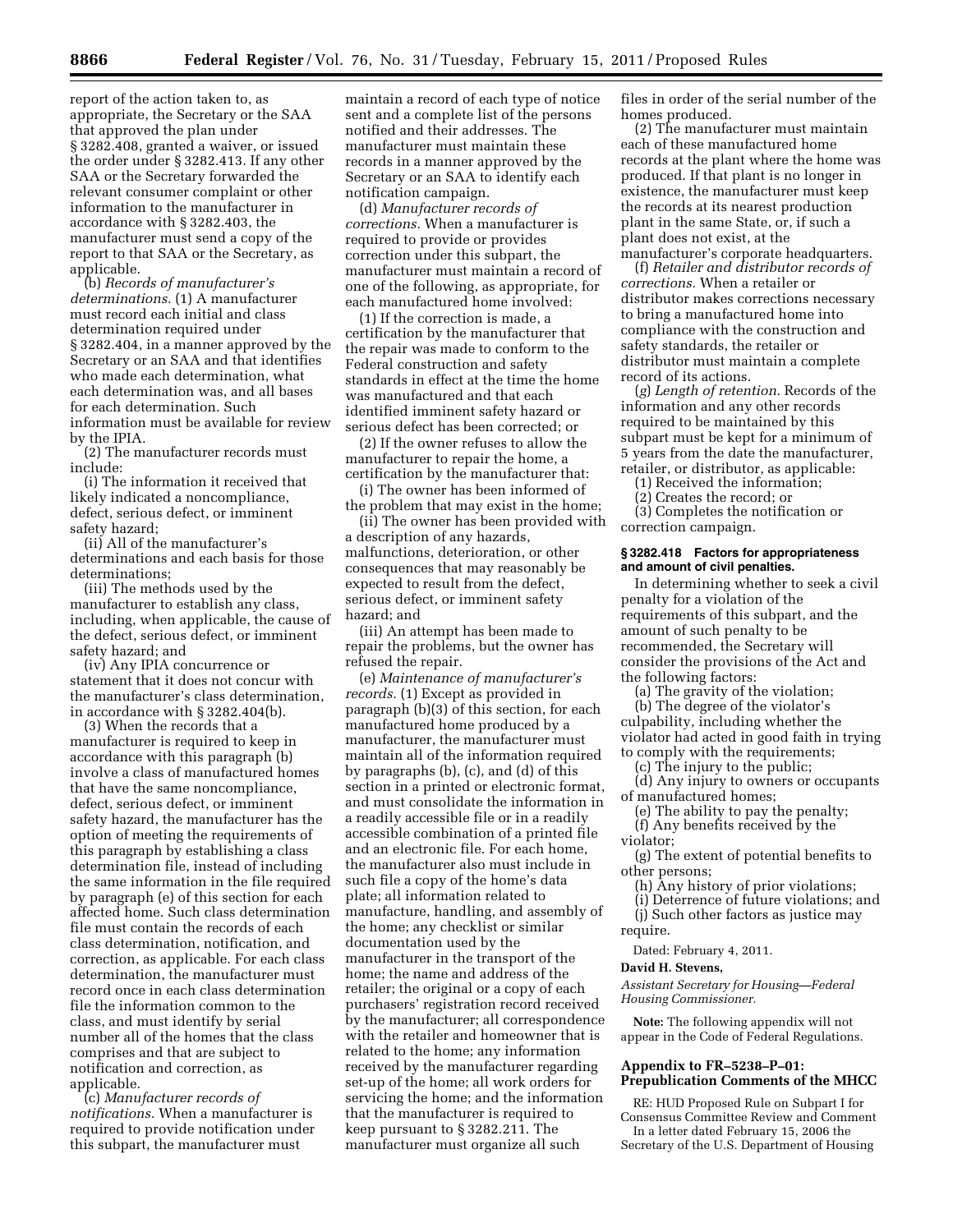report of the action taken to, as appropriate, the Secretary or the SAA that approved the plan under § 3282.408, granted a waiver, or issued the order under § 3282.413. If any other SAA or the Secretary forwarded the relevant consumer complaint or other information to the manufacturer in accordance with § 3282.403, the manufacturer must send a copy of the report to that SAA or the Secretary, as applicable.

(b) *Records of manufacturer's determinations.* (1) A manufacturer must record each initial and class determination required under § 3282.404, in a manner approved by the Secretary or an SAA and that identifies who made each determination, what each determination was, and all bases for each determination. Such information must be available for review by the IPIA.

(2) The manufacturer records must include:

(i) The information it received that likely indicated a noncompliance, defect, serious defect, or imminent safety hazard;

(ii) All of the manufacturer's determinations and each basis for those determinations;

(iii) The methods used by the manufacturer to establish any class, including, when applicable, the cause of the defect, serious defect, or imminent safety hazard; and

(iv) Any IPIA concurrence or statement that it does not concur with the manufacturer's class determination, in accordance with § 3282.404(b).

(3) When the records that a manufacturer is required to keep in accordance with this paragraph (b) involve a class of manufactured homes that have the same noncompliance, defect, serious defect, or imminent safety hazard, the manufacturer has the option of meeting the requirements of this paragraph by establishing a class determination file, instead of including the same information in the file required by paragraph (e) of this section for each affected home. Such class determination file must contain the records of each class determination, notification, and correction, as applicable. For each class determination, the manufacturer must record once in each class determination file the information common to the class, and must identify by serial number all of the homes that the class comprises and that are subject to notification and correction, as applicable.

(c) *Manufacturer records of notifications.* When a manufacturer is required to provide notification under this subpart, the manufacturer must maintain a record of each type of notice sent and a complete list of the persons notified and their addresses. The manufacturer must maintain these records in a manner approved by the Secretary or an SAA to identify each notification campaign.

(d) *Manufacturer records of corrections.* When a manufacturer is required to provide or provides correction under this subpart, the manufacturer must maintain a record of one of the following, as appropriate, for each manufactured home involved:

(1) If the correction is made, a certification by the manufacturer that the repair was made to conform to the Federal construction and safety standards in effect at the time the home was manufactured and that each identified imminent safety hazard or serious defect has been corrected; or

(2) If the owner refuses to allow the manufacturer to repair the home, a certification by the manufacturer that:

(i) The owner has been informed of the problem that may exist in the home;

(ii) The owner has been provided with a description of any hazards, malfunctions, deterioration, or other consequences that may reasonably be expected to result from the defect, serious defect, or imminent safety hazard; and

(iii) An attempt has been made to repair the problems, but the owner has refused the repair.

(e) *Maintenance of manufacturer's records.* (1) Except as provided in paragraph (b)(3) of this section, for each manufactured home produced by a manufacturer, the manufacturer must maintain all of the information required by paragraphs (b), (c), and (d) of this section in a printed or electronic format, and must consolidate the information in a readily accessible file or in a readily accessible combination of a printed file and an electronic file. For each home, the manufacturer also must include in such file a copy of the home's data plate; all information related to manufacture, handling, and assembly of the home; any checklist or similar documentation used by the manufacturer in the transport of the home; the name and address of the retailer; the original or a copy of each purchasers' registration record received by the manufacturer; all correspondence with the retailer and homeowner that is related to the home; any information received by the manufacturer regarding set-up of the home; all work orders for servicing the home; and the information that the manufacturer is required to keep pursuant to § 3282.211. The manufacturer must organize all such files in order of the serial number of the homes produced.

(2) The manufacturer must maintain each of these manufactured home records at the plant where the home was produced. If that plant is no longer in existence, the manufacturer must keep the records at its nearest production plant in the same State, or, if such a plant does not exist, at the manufacturer's corporate headquarters.

(f) *Retailer and distributor records of corrections.* When a retailer or distributor makes corrections necessary to bring a manufactured home into compliance with the construction and safety standards, the retailer or distributor must maintain a complete record of its actions.

(*g*) *Length of retention.* Records of the information and any other records required to be maintained by this subpart must be kept for a minimum of 5 years from the date the manufacturer, retailer, or distributor, as applicable:

(1) Received the information;

(2) Creates the record; or

(3) Completes the notification or correction campaign.

#### § 3282.418 Factors for appropriateness and amount of civil penalties.

In determining whether to seek a civil penalty for a violation of the requirements of this subpart, and the amount of such penalty to be recommended, the Secretary will consider the provisions of the Act and the following factors:

(a) The gravity of the violation;

(b) The degree of the violator's culpability, including whether the violator had acted in good faith in trying to comply with the requirements;

(c) The injury to the public;

(d) Any injury to owners or occupants of manufactured homes;

(e) The ability to pay the penalty;

(f) Any benefits received by the violator;

(g) The extent of potential benefits to other persons;

(h) Any history of prior violations;

(i) Deterrence of future violations; and

(j) Such other factors as justice may require.

Dated: February 4, 2011.

**David H. Stevens,**

*Assistant Secretary for Housing—Federal Housing Commissioner.*

**Note:** The following appendix will not appear in the Code of Federal Regulations.

### Appendix to FR–5238–P–01: Prepublication Comments of the MHCC

RE: HUD Proposed Rule on Subpart I for Consensus Committee Review and Comment

In a letter dated February 15, 2006 the Secretary of the U.S. Department of Housing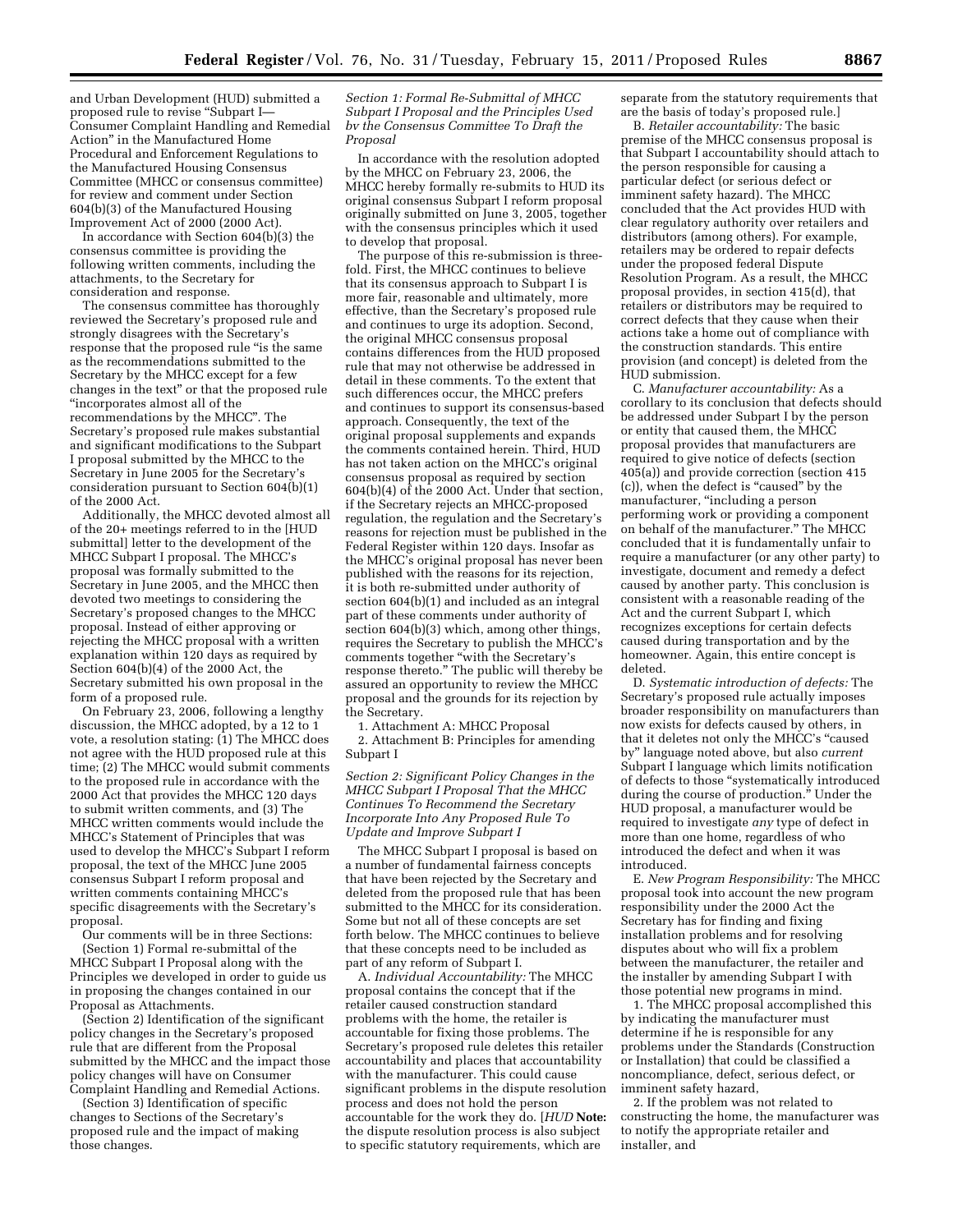and Urban Development (HUD) submitted a proposed rule to revise "Subpart I—Consumer Complaint Handling and Remedial Action" in the Manufactured Home Procedural and Enforcement Regulations to the Manufactured Housing Consensus Committee (MHCC or consensus committee) for review and comment under Section 604(b)(3) of the Manufactured Housing Improvement Act of 2000 (2000 Act).

In accordance with Section 604(b)(3) the consensus committee is providing the following written comments, including the attachments, to the Secretary for consideration and response.

The consensus committee has thoroughly reviewed the Secretary's proposed rule and strongly disagrees with the Secretary's response that the proposed rule "is the same as the recommendations submitted to the Secretary by the MHCC except for a few changes in the text" or that the proposed rule "incorporates almost all of the recommendations by the MHCC". The Secretary's proposed rule makes substantial and significant modifications to the Subpart I proposal submitted by the MHCC to the Secretary in June 2005 for the Secretary's consideration pursuant to Section 604(b)(1) of the 2000 Act.

Additionally, the MHCC devoted almost all of the 20+ meetings referred to in the [HUD submittal] letter to the development of the MHCC Subpart I proposal. The MHCC's proposal was formally submitted to the Secretary in June 2005, and the MHCC then devoted two meetings to considering the Secretary's proposed changes to the MHCC proposal. Instead of either approving or rejecting the MHCC proposal with a written explanation within 120 days as required by Section 604(b)(4) of the 2000 Act, the Secretary submitted his own proposal in the form of a proposed rule.

On February 23, 2006, following a lengthy discussion, the MHCC adopted, by a 12 to 1 vote, a resolution stating: (1) The MHCC does not agree with the HUD proposed rule at this time; (2) The MHCC would submit comments to the proposed rule in accordance with the 2000 Act that provides the MHCC 120 days to submit written comments, and (3) The MHCC written comments would include the MHCC's Statement of Principles that was used to develop the MHCC's Subpart I reform proposal, the text of the MHCC June 2005 consensus Subpart I reform proposal and written comments containing MHCC's specific disagreements with the Secretary's proposal.

Our comments will be in three Sections:

(Section 1) Formal re-submittal of the MHCC Subpart I Proposal along with the Principles we developed in order to guide us in proposing the changes contained in our Proposal as Attachments.

(Section 2) Identification of the significant policy changes in the Secretary's proposed rule that are different from the Proposal submitted by the MHCC and the impact those policy changes will have on Consumer Complaint Handling and Remedial Actions.

(Section 3) Identification of specific changes to Sections of the Secretary's proposed rule and the impact of making those changes.

*Section 1: Formal Re-Submittal of MHCC Subpart I Proposal and the Principles Used by the Consensus Committee To Draft the Proposal*

In accordance with the resolution adopted by the MHCC on February 23, 2006, the MHCC hereby formally re-submits to HUD its original consensus Subpart I reform proposal originally submitted on June 3, 2005, together with the consensus principles which it used to develop that proposal.

The purpose of this re-submission is three-fold. First, the MHCC continues to believe that its consensus approach to Subpart I is more fair, reasonable and ultimately, more effective, than the Secretary's proposed rule and continues to urge its adoption. Second, the original MHCC consensus proposal contains differences from the HUD proposed rule that may not otherwise be addressed in detail in these comments. To the extent that such differences occur, the MHCC prefers and continues to support its consensus-based approach. Consequently, the text of the original proposal supplements and expands the comments contained herein. Third, HUD has not taken action on the MHCC's original consensus proposal as required by section 604(b)(4) of the 2000 Act. Under that section, if the Secretary rejects an MHCC-proposed regulation, the regulation and the Secretary's reasons for rejection must be published in the Federal Register within 120 days. Insofar as the MHCC's original proposal has never been published with the reasons for its rejection, it is both re-submitted under authority of section 604(b)(1) and included as an integral part of these comments under authority of section 604(b)(3) which, among other things, requires the Secretary to publish the MHCC's comments together "with the Secretary's response thereto." The public will thereby be assured an opportunity to review the MHCC proposal and the grounds for its rejection by the Secretary.

1. Attachment A: MHCC Proposal
2. Attachment B: Principles for amending Subpart I

*Section 2: Significant Policy Changes in the MHCC Subpart I Proposal That the MHCC Continues To Recommend the Secretary Incorporate Into Any Proposed Rule To Update and Improve Subpart I*

The MHCC Subpart I proposal is based on a number of fundamental fairness concepts that have been rejected by the Secretary and deleted from the proposed rule that has been submitted to the MHCC for its consideration. Some but not all of these concepts are set forth below. The MHCC continues to believe that these concepts need to be included as part of any reform of Subpart I.

A. *Individual Accountability:* The MHCC proposal contains the concept that if the retailer caused construction standard problems with the home, the retailer is accountable for fixing those problems. The Secretary's proposed rule deletes this retailer accountability and places that accountability with the manufacturer. This could cause significant problems in the dispute resolution process and does not hold the person accountable for the work they do. [*HUD* **Note:** the dispute resolution process is also subject to specific statutory requirements, which are separate from the statutory requirements that are the basis of today's proposed rule.]

B. *Retailer accountability:* The basic premise of the MHCC consensus proposal is that Subpart I accountability should attach to the person responsible for causing a particular defect (or serious defect or imminent safety hazard). The MHCC concluded that the Act provides HUD with clear regulatory authority over retailers and distributors (among others). For example, retailers may be ordered to repair defects under the proposed federal Dispute Resolution Program. As a result, the MHCC proposal provides, in section 415(d), that retailers or distributors may be required to correct defects that they cause when their actions take a home out of compliance with the construction standards. This entire provision (and concept) is deleted from the HUD submission.

C. *Manufacturer accountability:* As a corollary to its conclusion that defects should be addressed under Subpart I by the person or entity that caused them, the MHCC proposal provides that manufacturers are required to give notice of defects (section 405(a)) and provide correction (section 415 (c)), when the defect is "caused" by the manufacturer, "including a person performing work or providing a component on behalf of the manufacturer." The MHCC concluded that it is fundamentally unfair to require a manufacturer (or any other party) to investigate, document and remedy a defect caused by another party. This conclusion is consistent with a reasonable reading of the Act and the current Subpart I, which recognizes exceptions for certain defects caused during transportation and by the homeowner. Again, this entire concept is deleted.

D. *Systematic introduction of defects:* The Secretary's proposed rule actually imposes broader responsibility on manufacturers than now exists for defects caused by others, in that it deletes not only the MHCC's "caused by" language noted above, but also *current* Subpart I language which limits notification of defects to those "systematically introduced during the course of production." Under the HUD proposal, a manufacturer would be required to investigate *any* type of defect in more than one home, regardless of who introduced the defect and when it was introduced.

E. *New Program Responsibility:* The MHCC proposal took into account the new program responsibility under the 2000 Act the Secretary has for finding and fixing installation problems and for resolving disputes about who will fix a problem between the manufacturer, the retailer and the installer by amending Subpart I with those potential new programs in mind.

1. The MHCC proposal accomplished this by indicating the manufacturer must determine if he is responsible for any problems under the Standards (Construction or Installation) that could be classified a noncompliance, defect, serious defect, or imminent safety hazard,

2. If the problem was not related to constructing the home, the manufacturer was to notify the appropriate retailer and installer, and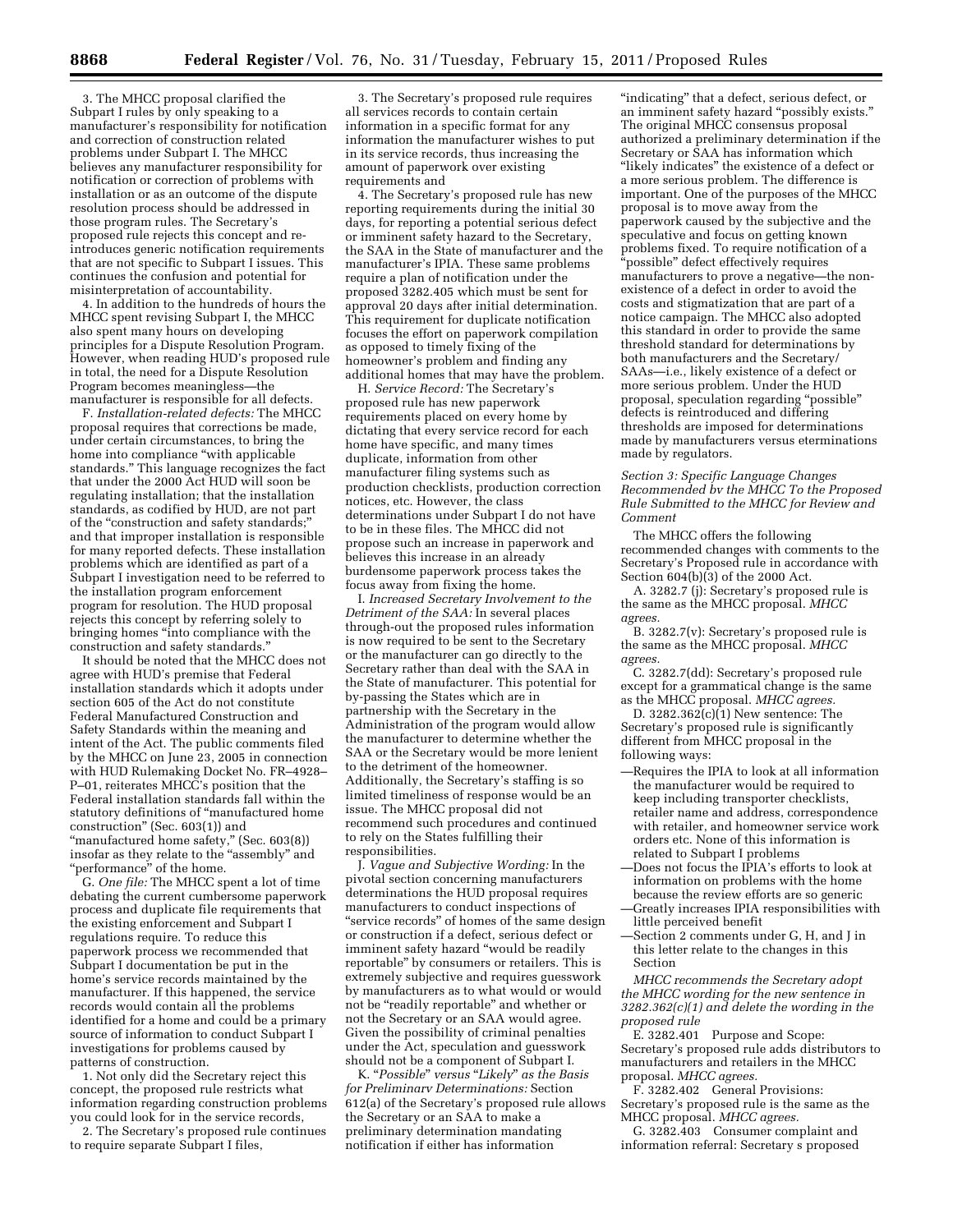3. The MHCC proposal clarified the Subpart I rules by only speaking to a manufacturer's responsibility for notification and correction of construction related problems under Subpart I. The MHCC believes any manufacturer responsibility for notification or correction of problems with installation or as an outcome of the dispute resolution process should be addressed in those program rules. The Secretary's proposed rule rejects this concept and re-introduces generic notification requirements that are not specific to Subpart I issues. This continues the confusion and potential for misinterpretation of accountability.

4. In addition to the hundreds of hours the MHCC spent revising Subpart I, the MHCC also spent many hours on developing principles for a Dispute Resolution Program. However, when reading HUD's proposed rule in total, the need for a Dispute Resolution Program becomes meaningless—the manufacturer is responsible for all defects.

F. *Installation-related defects:* The MHCC proposal requires that corrections be made, under certain circumstances, to bring the home into compliance "with applicable standards." This language recognizes the fact that under the 2000 Act HUD will soon be regulating installation; that the installation standards, as codified by HUD, are not part of the "construction and safety standards;" and that improper installation is responsible for many reported defects. These installation problems which are identified as part of a Subpart I investigation need to be referred to the installation program enforcement program for resolution. The HUD proposal rejects this concept by referring solely to bringing homes "into compliance with the construction and safety standards."

It should be noted that the MHCC does not agree with HUD's premise that Federal installation standards which it adopts under section 605 of the Act do not constitute Federal Manufactured Construction and Safety Standards within the meaning and intent of the Act. The public comments filed by the MHCC on June 23, 2005 in connection with HUD Rulemaking Docket No. FR–4928–P–01, reiterates MHCC's position that the Federal installation standards fall within the statutory definitions of "manufactured home construction" (Sec. 603(1)) and "manufactured home safety," (Sec. 603(8)) insofar as they relate to the "assembly" and "performance" of the home.

G. *One file:* The MHCC spent a lot of time debating the current cumbersome paperwork process and duplicate file requirements that the existing enforcement and Subpart I regulations require. To reduce this paperwork process we recommended that Subpart I documentation be put in the home's service records maintained by the manufacturer. If this happened, the service records would contain all the problems identified for a home and could be a primary source of information to conduct Subpart I investigations for problems caused by patterns of construction.

1. Not only did the Secretary reject this concept, the proposed rule restricts what information regarding construction problems you could look for in the service records,

2. The Secretary's proposed rule continues to require separate Subpart I files,

3. The Secretary's proposed rule requires all services records to contain certain information in a specific format for any information the manufacturer wishes to put in its service records, thus increasing the amount of paperwork over existing requirements and

4. The Secretary's proposed rule has new reporting requirements during the initial 30 days, for reporting a potential serious defect or imminent safety hazard to the Secretary, the SAA in the State of manufacturer and the manufacturer's IPIA. These same problems require a plan of notification under the proposed 3282.405 which must be sent for approval 20 days after initial determination. This requirement for duplicate notification focuses the effort on paperwork compilation as opposed to timely fixing of the homeowner's problem and finding any additional homes that may have the problem.

H. *Service Record:* The Secretary's proposed rule has new paperwork requirements placed on every home by dictating that every service record for each home have specific, and many times duplicate, information from other manufacturer filing systems such as production checklists, production correction notices, etc. However, the class determinations under Subpart I do not have to be in these files. The MHCC did not propose such an increase in paperwork and believes this increase in an already burdensome paperwork process takes the focus away from fixing the home.

I. *Increased Secretary Involvement to the Detriment of the SAA:* In several places through-out the proposed rules information is now required to be sent to the Secretary or the manufacturer can go directly to the Secretary rather than deal with the SAA in the State of manufacturer. This potential for by-passing the States which are in partnership with the Secretary in the Administration of the program would allow the manufacturer to determine whether the SAA or the Secretary would be more lenient to the detriment of the homeowner. Additionally, the Secretary's staffing is so limited timeliness of response would be an issue. The MHCC proposal did not recommend such procedures and continued to rely on the States fulfilling their responsibilities.

J. *Vague and Subjective Wording:* In the pivotal section concerning manufacturers determinations the HUD proposal requires manufacturers to conduct inspections of "service records" of homes of the same design or construction if a defect, serious defect or imminent safety hazard "would be readily reportable" by consumers or retailers. This is extremely subjective and requires guesswork by manufacturers as to what would or would not be "readily reportable" and whether or not the Secretary or an SAA would agree. Given the possibility of criminal penalties under the Act, speculation and guesswork should not be a component of Subpart I.

K. "*Possible*" *versus* "*Likely*" *as the Basis for Preliminary Determinations:* Section 612(a) of the Secretary's proposed rule allows the Secretary or an SAA to make a preliminary determination mandating notification if either has information "indicating" that a defect, serious defect, or an imminent safety hazard "possibly exists." The original MHCC consensus proposal authorized a preliminary determination if the Secretary or SAA has information which "likely indicates" the existence of a defect or a more serious problem. The difference is important. One of the purposes of the MHCC proposal is to move away from the paperwork caused by the subjective and the speculative and focus on getting known problems fixed. To require notification of a "possible" defect effectively requires manufacturers to prove a negative—the non-existence of a defect in order to avoid the costs and stigmatization that are part of a notice campaign. The MHCC also adopted this standard in order to provide the same threshold standard for determinations by both manufacturers and the Secretary/SAAs—i.e., likely existence of a defect or more serious problem. Under the HUD proposal, speculation regarding "possible" defects is reintroduced and differing thresholds are imposed for determinations made by manufacturers versus eterminations made by regulators.

### *Section 3: Specific Language Changes Recommended bv the MHCC To the Proposed Rule Submitted to the MHCC for Review and Comment*

The MHCC offers the following recommended changes with comments to the Secretary's Proposed rule in accordance with Section 604(b)(3) of the 2000 Act.

A. 3282.7 (j): Secretary's proposed rule is the same as the MHCC proposal. *MHCC agrees.*

B. 3282.7(v): Secretary's proposed rule is the same as the MHCC proposal. *MHCC agrees.*

C. 3282.7(dd): Secretary's proposed rule except for a grammatical change is the same as the MHCC proposal. *MHCC agrees.*

D. 3282.362(c)(1) New sentence: The Secretary's proposed rule is significantly different from MHCC proposal in the following ways:

—Requires the IPIA to look at all information the manufacturer would be required to keep including transporter checklists, retailer name and address, correspondence with retailer, and homeowner service work orders etc. None of this information is related to Subpart I problems

—Does not focus the IPIA's efforts to look at information on problems with the home because the review efforts are so generic

—Greatly increases IPIA responsibilities with little perceived benefit

—Section 2 comments under G, H, and J in this letter relate to the changes in this Section

*MHCC recommends the Secretary adopt the MHCC wording for the new sentence in 3282.362(c)(1) and delete the wording in the proposed rule*

E. 3282.401 Purpose and Scope: Secretary's proposed rule adds distributors to manufacturers and retailers in the MHCC proposal. *MHCC agrees.*

F. 3282.402 General Provisions: Secretary's proposed rule is the same as the MHCC proposal. *MHCC agrees.*

G. 3282.403 Consumer complaint and information referral: Secretary s proposed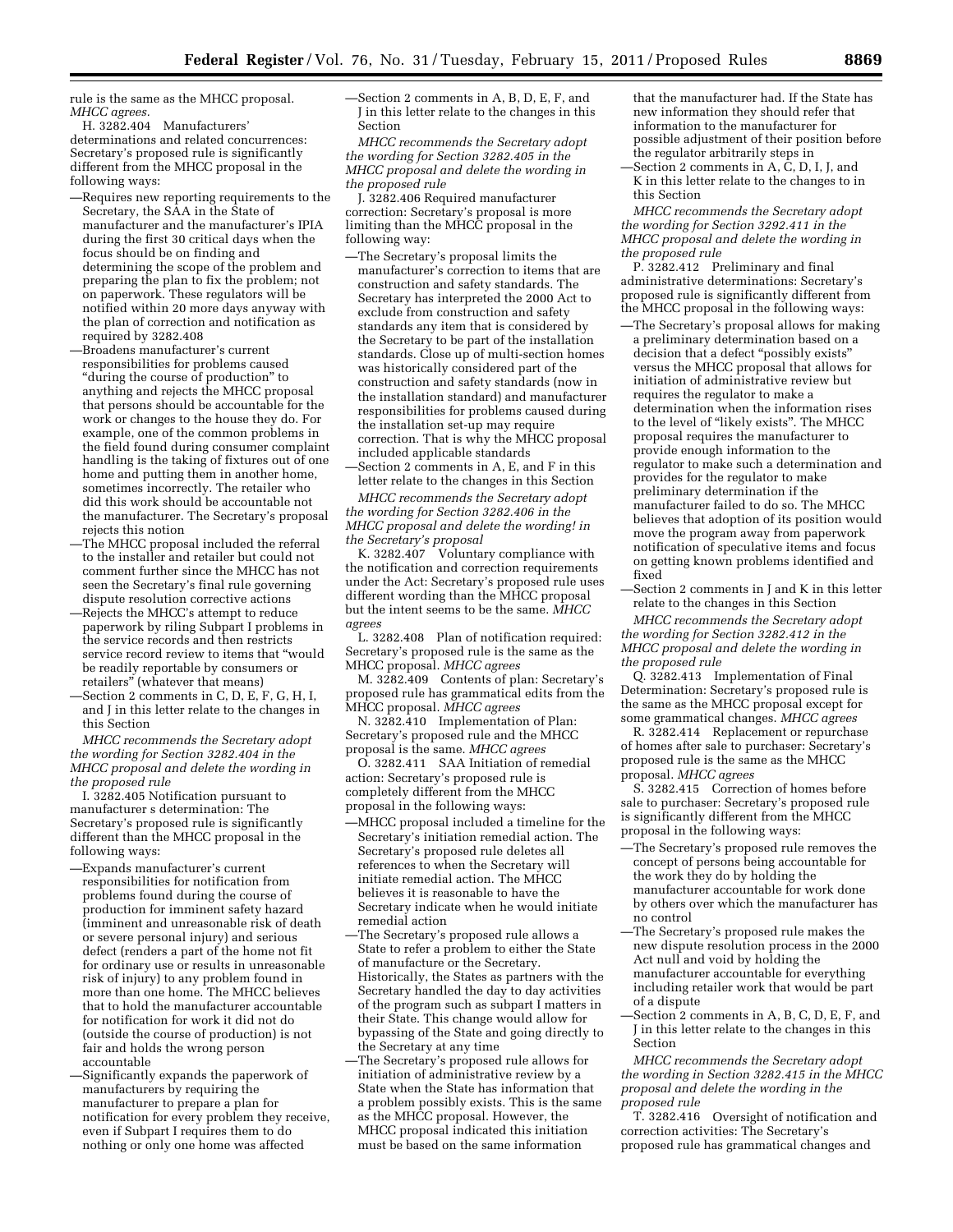rule is the same as the MHCC proposal. *MHCC agrees.*

H. 3282.404 Manufacturers' determinations and related concurrences: Secretary's proposed rule is significantly different from the MHCC proposal in the following ways:

—Requires new reporting requirements to the Secretary, the SAA in the State of manufacturer and the manufacturer's IPIA during the first 30 critical days when the focus should be on finding and determining the scope of the problem and preparing the plan to fix the problem; not on paperwork. These regulators will be notified within 20 more days anyway with the plan of correction and notification as required by 3282.408

—Broadens manufacturer's current responsibilities for problems caused "during the course of production" to anything and rejects the MHCC proposal that persons should be accountable for the work or changes to the house they do. For example, one of the common problems in the field found during consumer complaint handling is the taking of fixtures out of one home and putting them in another home, sometimes incorrectly. The retailer who did this work should be accountable not the manufacturer. The Secretary's proposal rejects this notion

—The MHCC proposal included the referral to the installer and retailer but could not comment further since the MHCC has not seen the Secretary's final rule governing dispute resolution corrective actions

—Rejects the MHCC's attempt to reduce paperwork by riling Subpart I problems in the service records and then restricts service record review to items that "would be readily reportable by consumers or retailers" (whatever that means)

—Section 2 comments in C, D, E, F, G, H, I, and J in this letter relate to the changes in this Section

*MHCC recommends the Secretary adopt the wording for Section 3282.404 in the MHCC proposal and delete the wording in the proposed rule*

I. 3282.405 Notification pursuant to manufacturer s determination: The Secretary's proposed rule is significantly different than the MHCC proposal in the following ways:

—Expands manufacturer's current responsibilities for notification from problems found during the course of production for imminent safety hazard (imminent and unreasonable risk of death or severe personal injury) and serious defect (renders a part of the home not fit for ordinary use or results in unreasonable risk of injury) to any problem found in more than one home. The MHCC believes that to hold the manufacturer accountable for notification for work it did not do (outside the course of production) is not fair and holds the wrong person accountable

—Significantly expands the paperwork of manufacturers by requiring the manufacturer to prepare a plan for notification for every problem they receive, even if Subpart I requires them to do nothing or only one home was affected

—Section 2 comments in A, B, D, E, F, and J in this letter relate to the changes in this Section

*MHCC recommends the Secretary adopt the wording for Section 3282.405 in the MHCC proposal and delete the wording in the proposed rule*

J. 3282.406 Required manufacturer correction: Secretary's proposal is more limiting than the MHCC proposal in the following way:

—The Secretary's proposal limits the manufacturer's correction to items that are construction and safety standards. The Secretary has interpreted the 2000 Act to exclude from construction and safety standards any item that is considered by the Secretary to be part of the installation standards. Close up of multi-section homes was historically considered part of the construction and safety standards (now in the installation standard) and manufacturer responsibilities for problems caused during the installation set-up may require correction. That is why the MHCC proposal included applicable standards

—Section 2 comments in A, E, and F in this letter relate to the changes in this Section

*MHCC recommends the Secretary adopt the wording for Section 3282.406 in the MHCC proposal and delete the wording! in the Secretary's proposal*

K. 3282.407 Voluntary compliance with the notification and correction requirements under the Act: Secretary's proposed rule uses different wording than the MHCC proposal but the intent seems to be the same. *MHCC agrees*

L. 3282.408 Plan of notification required: Secretary's proposed rule is the same as the MHCC proposal. *MHCC agrees*

M. 3282.409 Contents of plan: Secretary's proposed rule has grammatical edits from the MHCC proposal. *MHCC agrees*

N. 3282.410 Implementation of Plan: Secretary's proposed rule and the MHCC proposal is the same. *MHCC agrees*

O. 3282.411 SAA Initiation of remedial action: Secretary's proposed rule is completely different from the MHCC proposal in the following ways:

—MHCC proposal included a timeline for the Secretary's initiation remedial action. The Secretary's proposed rule deletes all references to when the Secretary will initiate remedial action. The MHCC believes it is reasonable to have the Secretary indicate when he would initiate remedial action

—The Secretary's proposed rule allows a State to refer a problem to either the State of manufacture or the Secretary. Historically, the States as partners with the Secretary handled the day to day activities of the program such as subpart I matters in their State. This change would allow for bypassing of the State and going directly to the Secretary at any time

—The Secretary's proposed rule allows for initiation of administrative review by a State when the State has information that a problem possibly exists. This is the same as the MHCC proposal. However, the MHCC proposal indicated this initiation must be based on the same information that the manufacturer had. If the State has new information they should refer that information to the manufacturer for possible adjustment of their position before the regulator arbitrarily steps in

—Section 2 comments in A, C, D, I, J, and K in this letter relate to the changes to in this Section

*MHCC recommends the Secretary adopt the wording for Section 3292.411 in the MHCC proposal and delete the wording in the proposed rule*

P. 3282.412 Preliminary and final administrative determinations: Secretary's proposed rule is significantly different from the MHCC proposal in the following ways:

—The Secretary's proposal allows for making a preliminary determination based on a decision that a defect "possibly exists" versus the MHCC proposal that allows for initiation of administrative review but requires the regulator to make a determination when the information rises to the level of "likely exists". The MHCC proposal requires the manufacturer to provide enough information to the regulator to make such a determination and provides for the regulator to make preliminary determination if the manufacturer failed to do so. The MHCC believes that adoption of its position would move the program away from paperwork notification of speculative items and focus on getting known problems identified and fixed

—Section 2 comments in J and K in this letter relate to the changes in this Section

*MHCC recommends the Secretary adopt the wording for Section 3282.412 in the MHCC proposal and delete the wording in the proposed rule*

Q. 3282.413 Implementation of Final Determination: Secretary's proposed rule is the same as the MHCC proposal except for some grammatical changes. *MHCC agrees*

R. 3282.414 Replacement or repurchase of homes after sale to purchaser: Secretary's proposed rule is the same as the MHCC proposal. *MHCC agrees*

S. 3282.415 Correction of homes before sale to purchaser: Secretary's proposed rule is significantly different from the MHCC proposal in the following ways:

—The Secretary's proposed rule removes the concept of persons being accountable for the work they do by holding the manufacturer accountable for work done by others over which the manufacturer has no control

—The Secretary's proposed rule makes the new dispute resolution process in the 2000 Act null and void by holding the manufacturer accountable for everything including retailer work that would be part of a dispute

—Section 2 comments in A, B, C, D, E, F, and J in this letter relate to the changes in this Section

*MHCC recommends the Secretary adopt the wording in Section 3282.415 in the MHCC proposal and delete the wording in the proposed rule*

T. 3282.416 Oversight of notification and correction activities: The Secretary's proposed rule has grammatical changes and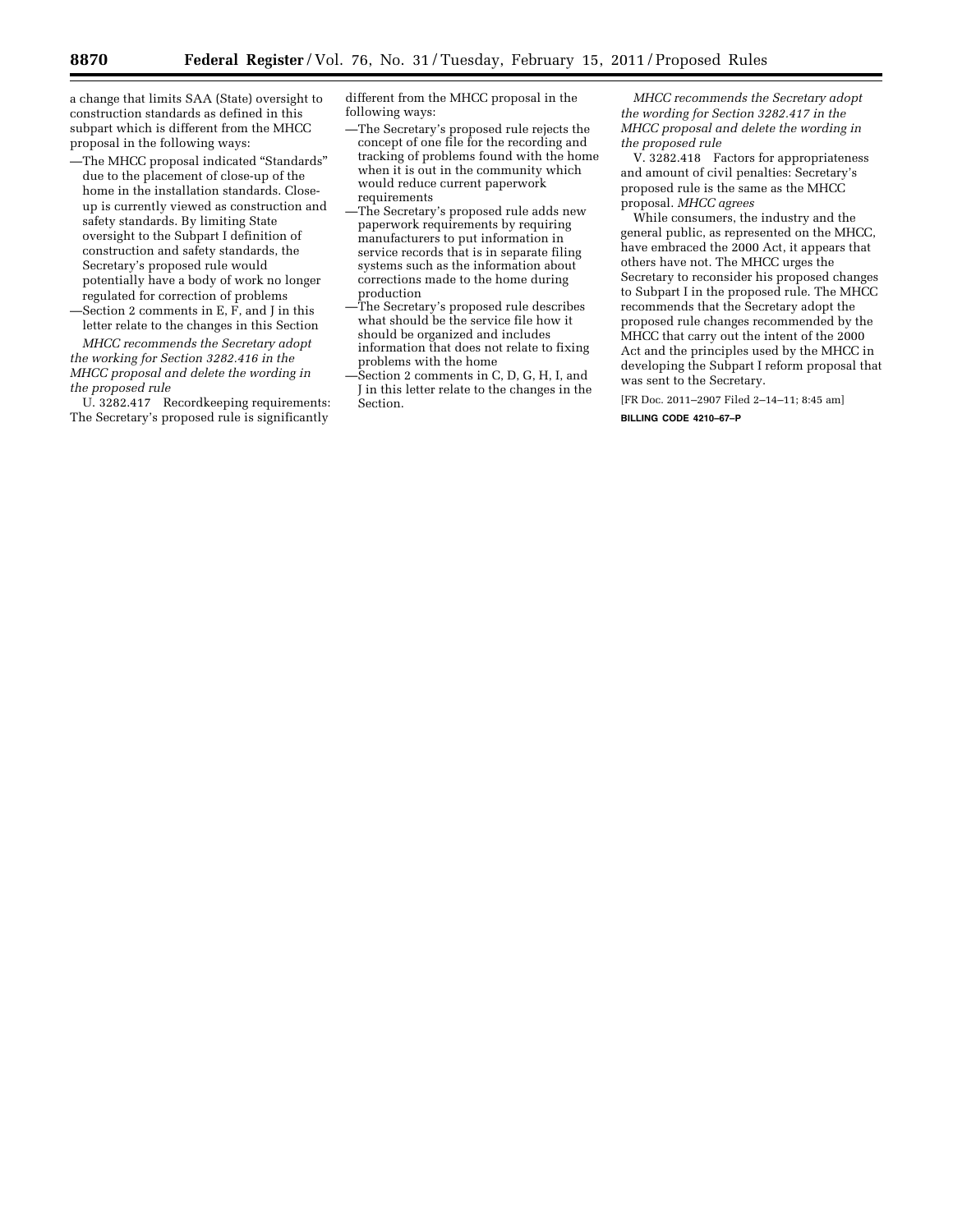a change that limits SAA (State) oversight to construction standards as defined in this subpart which is different from the MHCC proposal in the following ways:

—The MHCC proposal indicated "Standards" due to the placement of close-up of the home in the installation standards. Close-up is currently viewed as construction and safety standards. By limiting State oversight to the Subpart I definition of construction and safety standards, the Secretary's proposed rule would potentially have a body of work no longer regulated for correction of problems

—Section 2 comments in E, F, and J in this letter relate to the changes in this Section

*MHCC recommends the Secretary adopt the working for Section 3282.416 in the MHCC proposal and delete the wording in the proposed rule*

U. 3282.417 Recordkeeping requirements: The Secretary's proposed rule is significantly different from the MHCC proposal in the following ways:

—The Secretary's proposed rule rejects the concept of one file for the recording and tracking of problems found with the home when it is out in the community which would reduce current paperwork requirements

—The Secretary's proposed rule adds new paperwork requirements by requiring manufacturers to put information in service records that is in separate filing systems such as the information about corrections made to the home during production

—The Secretary's proposed rule describes what should be the service file how it should be organized and includes information that does not relate to fixing problems with the home

—Section 2 comments in C, D, G, H, I, and J in this letter relate to the changes in the Section.

*MHCC recommends the Secretary adopt the wording for Section 3282.417 in the MHCC proposal and delete the wording in the proposed rule*

V. 3282.418 Factors for appropriateness and amount of civil penalties: Secretary's proposed rule is the same as the MHCC proposal. *MHCC agrees*

While consumers, the industry and the general public, as represented on the MHCC, have embraced the 2000 Act, it appears that others have not. The MHCC urges the Secretary to reconsider his proposed changes to Subpart I in the proposed rule. The MHCC recommends that the Secretary adopt the proposed rule changes recommended by the MHCC that carry out the intent of the 2000 Act and the principles used by the MHCC in developing the Subpart I reform proposal that was sent to the Secretary.

[FR Doc. 2011–2907 Filed 2–14–11; 8:45 am]

**BILLING CODE 4210–67–P**